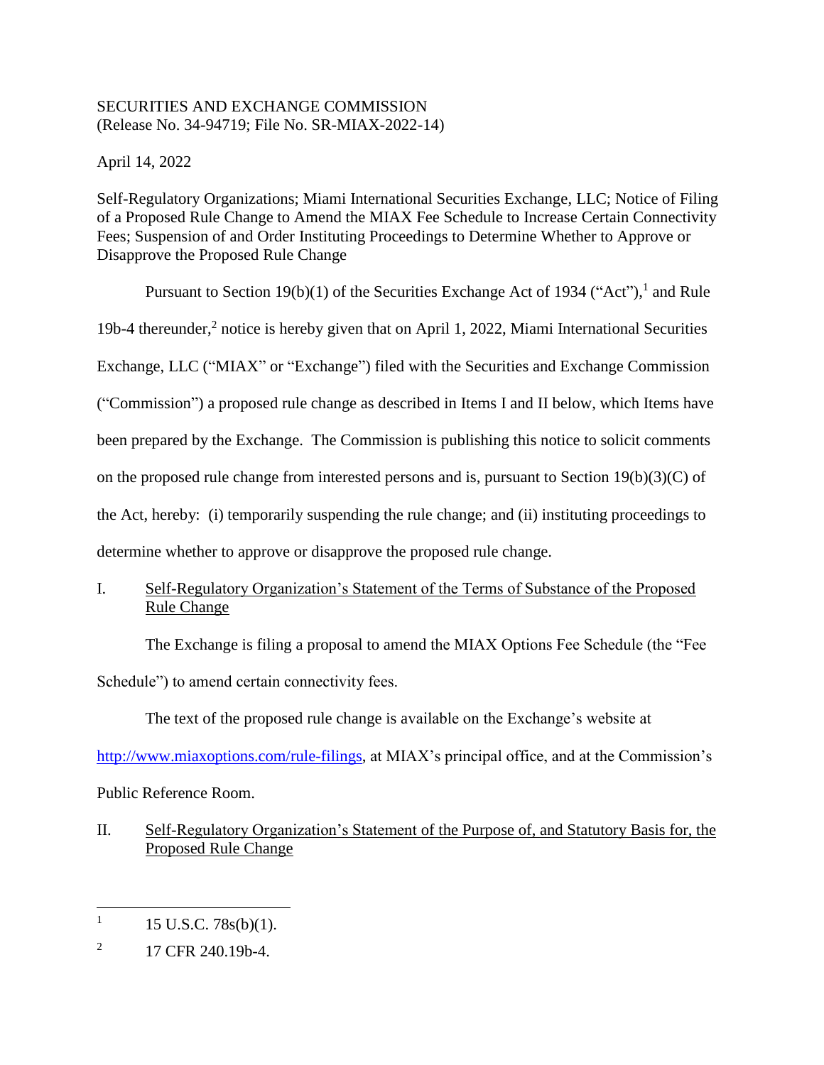SECURITIES AND EXCHANGE COMMISSION
(Release No. 34-94719; File No. SR-MIAX-2022-14)

April 14, 2022

Self-Regulatory Organizations; Miami International Securities Exchange, LLC; Notice of Filing of a Proposed Rule Change to Amend the MIAX Fee Schedule to Increase Certain Connectivity Fees; Suspension of and Order Instituting Proceedings to Determine Whether to Approve or Disapprove the Proposed Rule Change

Pursuant to Section 19(b)(1) of the Securities Exchange Act of 1934 ("Act"),[1] and Rule 19b-4 thereunder,[2] notice is hereby given that on April 1, 2022, Miami International Securities Exchange, LLC ("MIAX" or "Exchange") filed with the Securities and Exchange Commission ("Commission") a proposed rule change as described in Items I and II below, which Items have been prepared by the Exchange. The Commission is publishing this notice to solicit comments on the proposed rule change from interested persons and is, pursuant to Section 19(b)(3)(C) of the Act, hereby: (i) temporarily suspending the rule change; and (ii) instituting proceedings to determine whether to approve or disapprove the proposed rule change.

I. Self-Regulatory Organization's Statement of the Terms of Substance of the Proposed Rule Change

The Exchange is filing a proposal to amend the MIAX Options Fee Schedule (the "Fee Schedule") to amend certain connectivity fees.

The text of the proposed rule change is available on the Exchange's website at http://www.miaxoptions.com/rule-filings, at MIAX's principal office, and at the Commission's Public Reference Room.

II. Self-Regulatory Organization's Statement of the Purpose of, and Statutory Basis for, the Proposed Rule Change

---

[1] 15 U.S.C. 78s(b)(1).

[2] 17 CFR 240.19b-4.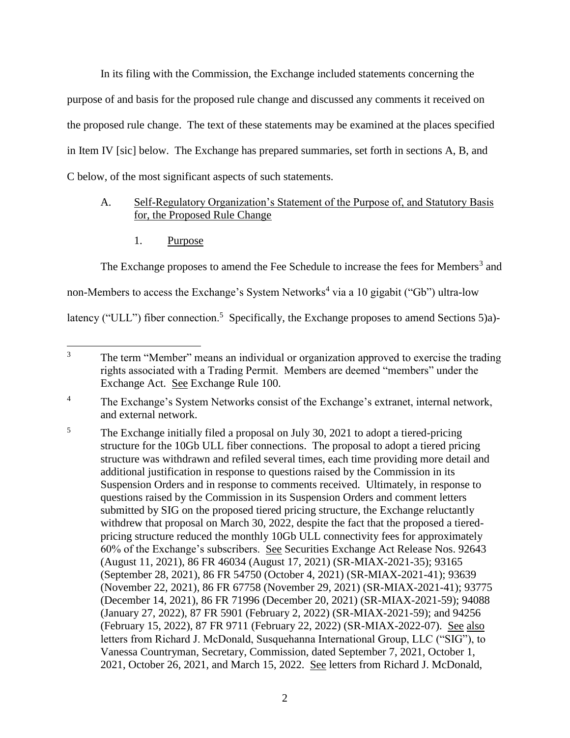In its filing with the Commission, the Exchange included statements concerning the purpose of and basis for the proposed rule change and discussed any comments it received on the proposed rule change. The text of these statements may be examined at the places specified in Item IV [sic] below. The Exchange has prepared summaries, set forth in sections A, B, and C below, of the most significant aspects of such statements.

A. Self-Regulatory Organization's Statement of the Purpose of, and Statutory Basis for, the Proposed Rule Change

1. Purpose

The Exchange proposes to amend the Fee Schedule to increase the fees for Members[3] and non-Members to access the Exchange's System Networks[4] via a 10 gigabit ("Gb") ultra-low latency ("ULL") fiber connection.[5] Specifically, the Exchange proposes to amend Sections 5)a)-

---

[3] The term "Member" means an individual or organization approved to exercise the trading rights associated with a Trading Permit. Members are deemed "members" under the Exchange Act. See Exchange Rule 100.

[4] The Exchange's System Networks consist of the Exchange's extranet, internal network, and external network.

[5] The Exchange initially filed a proposal on July 30, 2021 to adopt a tiered-pricing structure for the 10Gb ULL fiber connections. The proposal to adopt a tiered pricing structure was withdrawn and refiled several times, each time providing more detail and additional justification in response to questions raised by the Commission in its Suspension Orders and in response to comments received. Ultimately, in response to questions raised by the Commission in its Suspension Orders and comment letters submitted by SIG on the proposed tiered pricing structure, the Exchange reluctantly withdrew that proposal on March 30, 2022, despite the fact that the proposed a tiered-pricing structure reduced the monthly 10Gb ULL connectivity fees for approximately 60% of the Exchange's subscribers. See Securities Exchange Act Release Nos. 92643 (August 11, 2021), 86 FR 46034 (August 17, 2021) (SR-MIAX-2021-35); 93165 (September 28, 2021), 86 FR 54750 (October 4, 2021) (SR-MIAX-2021-41); 93639 (November 22, 2021), 86 FR 67758 (November 29, 2021) (SR-MIAX-2021-41); 93775 (December 14, 2021), 86 FR 71996 (December 20, 2021) (SR-MIAX-2021-59); 94088 (January 27, 2022), 87 FR 5901 (February 2, 2022) (SR-MIAX-2021-59); and 94256 (February 15, 2022), 87 FR 9711 (February 22, 2022) (SR-MIAX-2022-07). See also letters from Richard J. McDonald, Susquehanna International Group, LLC ("SIG"), to Vanessa Countryman, Secretary, Commission, dated September 7, 2021, October 1, 2021, October 26, 2021, and March 15, 2022. See letters from Richard J. McDonald,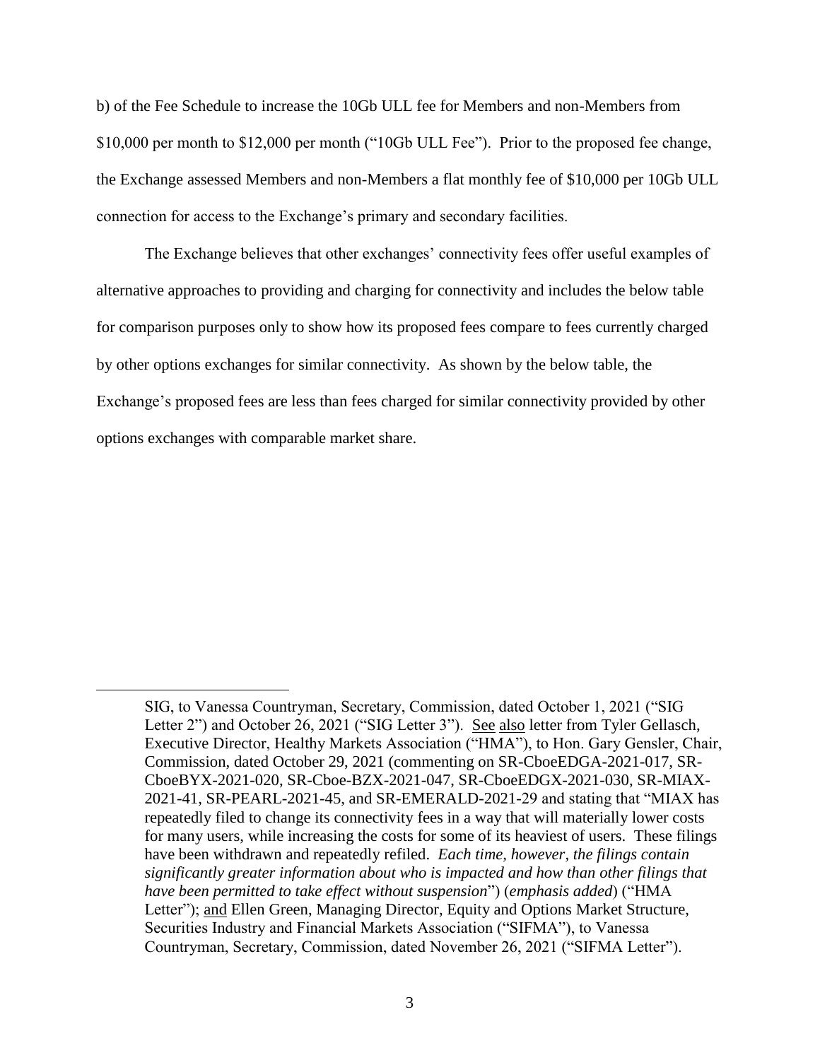b) of the Fee Schedule to increase the 10Gb ULL fee for Members and non-Members from $10,000 per month to $12,000 per month ("10Gb ULL Fee"). Prior to the proposed fee change, the Exchange assessed Members and non-Members a flat monthly fee of $10,000 per 10Gb ULL connection for access to the Exchange's primary and secondary facilities.

The Exchange believes that other exchanges' connectivity fees offer useful examples of alternative approaches to providing and charging for connectivity and includes the below table for comparison purposes only to show how its proposed fees compare to fees currently charged by other options exchanges for similar connectivity. As shown by the below table, the Exchange's proposed fees are less than fees charged for similar connectivity provided by other options exchanges with comparable market share.

---

SIG, to Vanessa Countryman, Secretary, Commission, dated October 1, 2021 ("SIG Letter 2") and October 26, 2021 ("SIG Letter 3"). See also letter from Tyler Gellasch, Executive Director, Healthy Markets Association ("HMA"), to Hon. Gary Gensler, Chair, Commission, dated October 29, 2021 (commenting on SR-CboeEDGA-2021-017, SR-CboeBYX-2021-020, SR-Cboe-BZX-2021-047, SR-CboeEDGX-2021-030, SR-MIAX-2021-41, SR-PEARL-2021-45, and SR-EMERALD-2021-29 and stating that "MIAX has repeatedly filed to change its connectivity fees in a way that will materially lower costs for many users, while increasing the costs for some of its heaviest of users. These filings have been withdrawn and repeatedly refiled. *Each time, however, the filings contain significantly greater information about who is impacted and how than other filings that have been permitted to take effect without suspension*") (*emphasis added*) ("HMA Letter"); and Ellen Green, Managing Director, Equity and Options Market Structure, Securities Industry and Financial Markets Association ("SIFMA"), to Vanessa Countryman, Secretary, Commission, dated November 26, 2021 ("SIFMA Letter").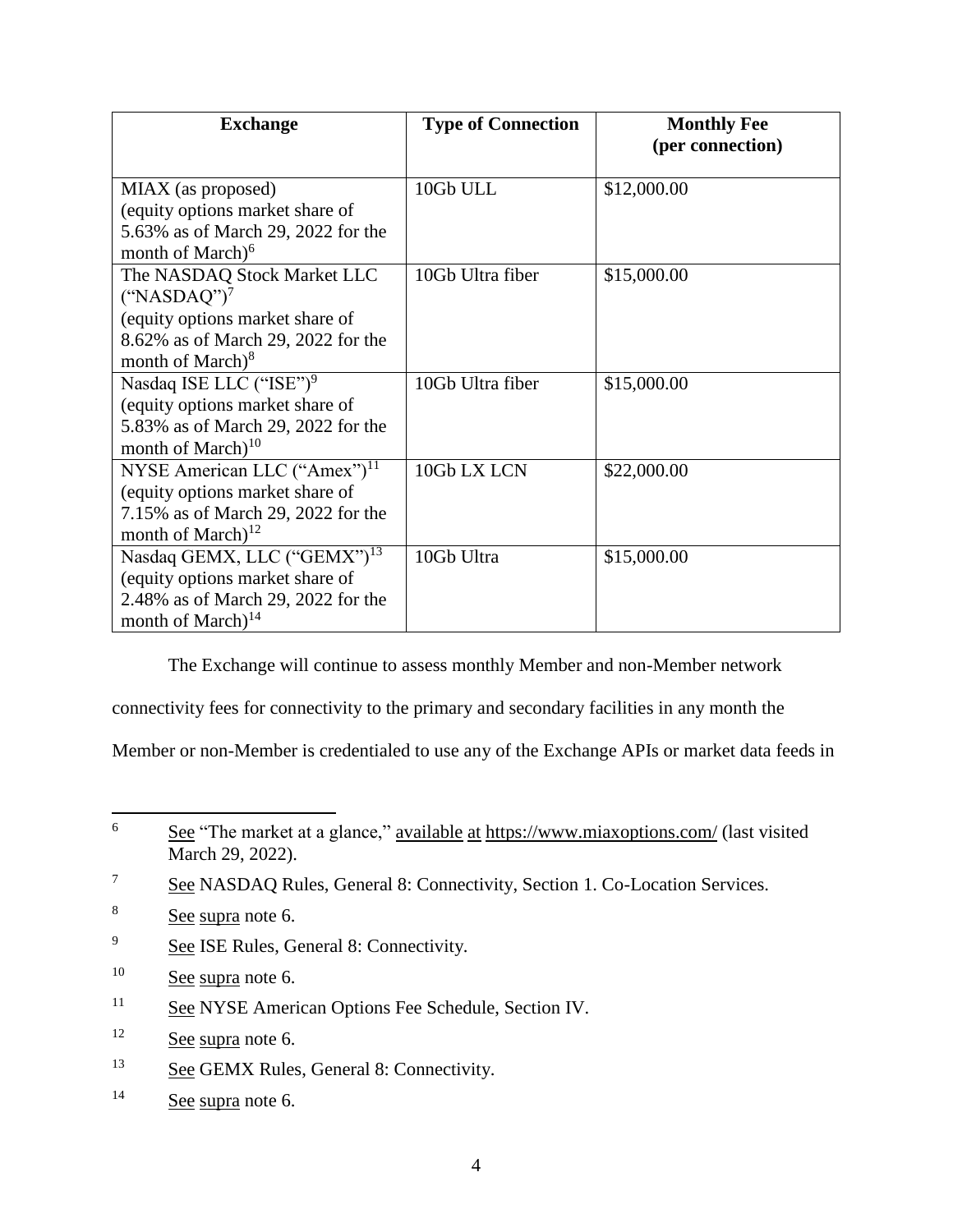| Exchange | Type of Connection | Monthly Fee (per connection) |
| --- | --- | --- |
| MIAX (as proposed) (equity options market share of 5.63% as of March 29, 2022 for the month of March)[6] | 10Gb ULL | $12,000.00 |
| The NASDAQ Stock Market LLC ("NASDAQ")[7] (equity options market share of 8.62% as of March 29, 2022 for the month of March)[8] | 10Gb Ultra fiber | $15,000.00 |
| Nasdaq ISE LLC ("ISE")[9] (equity options market share of 5.83% as of March 29, 2022 for the month of March)[10] | 10Gb Ultra fiber | $15,000.00 |
| NYSE American LLC ("Amex")[11] (equity options market share of 7.15% as of March 29, 2022 for the month of March)[12] | 10Gb LX LCN | $22,000.00 |
| Nasdaq GEMX, LLC ("GEMX")[13] (equity options market share of 2.48% as of March 29, 2022 for the month of March)[14] | 10Gb Ultra | $15,000.00 |

The Exchange will continue to assess monthly Member and non-Member network connectivity fees for connectivity to the primary and secondary facilities in any month the Member or non-Member is credentialed to use any of the Exchange APIs or market data feeds in

---

[6] See "The market at a glance," available at https://www.miaxoptions.com/ (last visited March 29, 2022).

[7] See NASDAQ Rules, General 8: Connectivity, Section 1. Co-Location Services.

[8] See supra note 6.

[9] See ISE Rules, General 8: Connectivity.

[10] See supra note 6.

[11] See NYSE American Options Fee Schedule, Section IV.

[12] See supra note 6.

[13] See GEMX Rules, General 8: Connectivity.

[14] See supra note 6.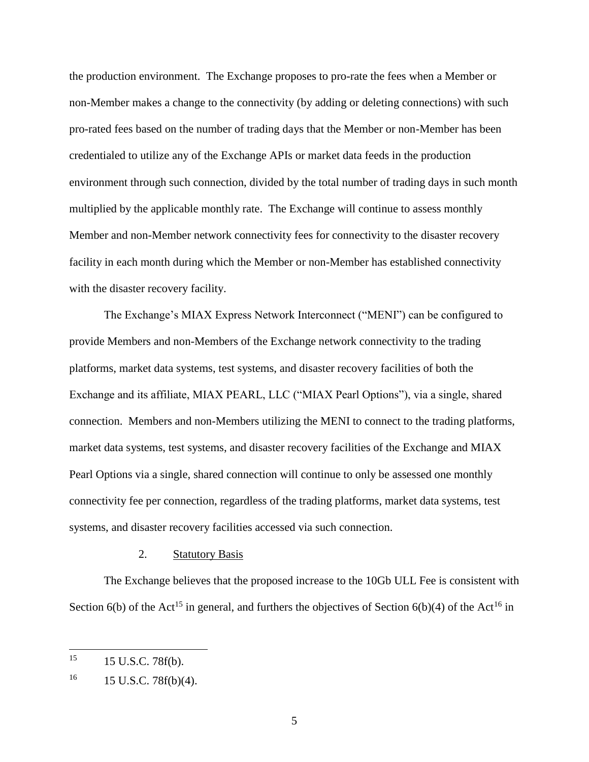the production environment. The Exchange proposes to pro-rate the fees when a Member or non-Member makes a change to the connectivity (by adding or deleting connections) with such pro-rated fees based on the number of trading days that the Member or non-Member has been credentialed to utilize any of the Exchange APIs or market data feeds in the production environment through such connection, divided by the total number of trading days in such month multiplied by the applicable monthly rate. The Exchange will continue to assess monthly Member and non-Member network connectivity fees for connectivity to the disaster recovery facility in each month during which the Member or non-Member has established connectivity with the disaster recovery facility.

The Exchange's MIAX Express Network Interconnect ("MENI") can be configured to provide Members and non-Members of the Exchange network connectivity to the trading platforms, market data systems, test systems, and disaster recovery facilities of both the Exchange and its affiliate, MIAX PEARL, LLC ("MIAX Pearl Options"), via a single, shared connection. Members and non-Members utilizing the MENI to connect to the trading platforms, market data systems, test systems, and disaster recovery facilities of the Exchange and MIAX Pearl Options via a single, shared connection will continue to only be assessed one monthly connectivity fee per connection, regardless of the trading platforms, market data systems, test systems, and disaster recovery facilities accessed via such connection.

2. Statutory Basis

The Exchange believes that the proposed increase to the 10Gb ULL Fee is consistent with Section 6(b) of the Act[15] in general, and furthers the objectives of Section 6(b)(4) of the Act[16] in

---

15 15 U.S.C. 78f(b).

16 15 U.S.C. 78f(b)(4).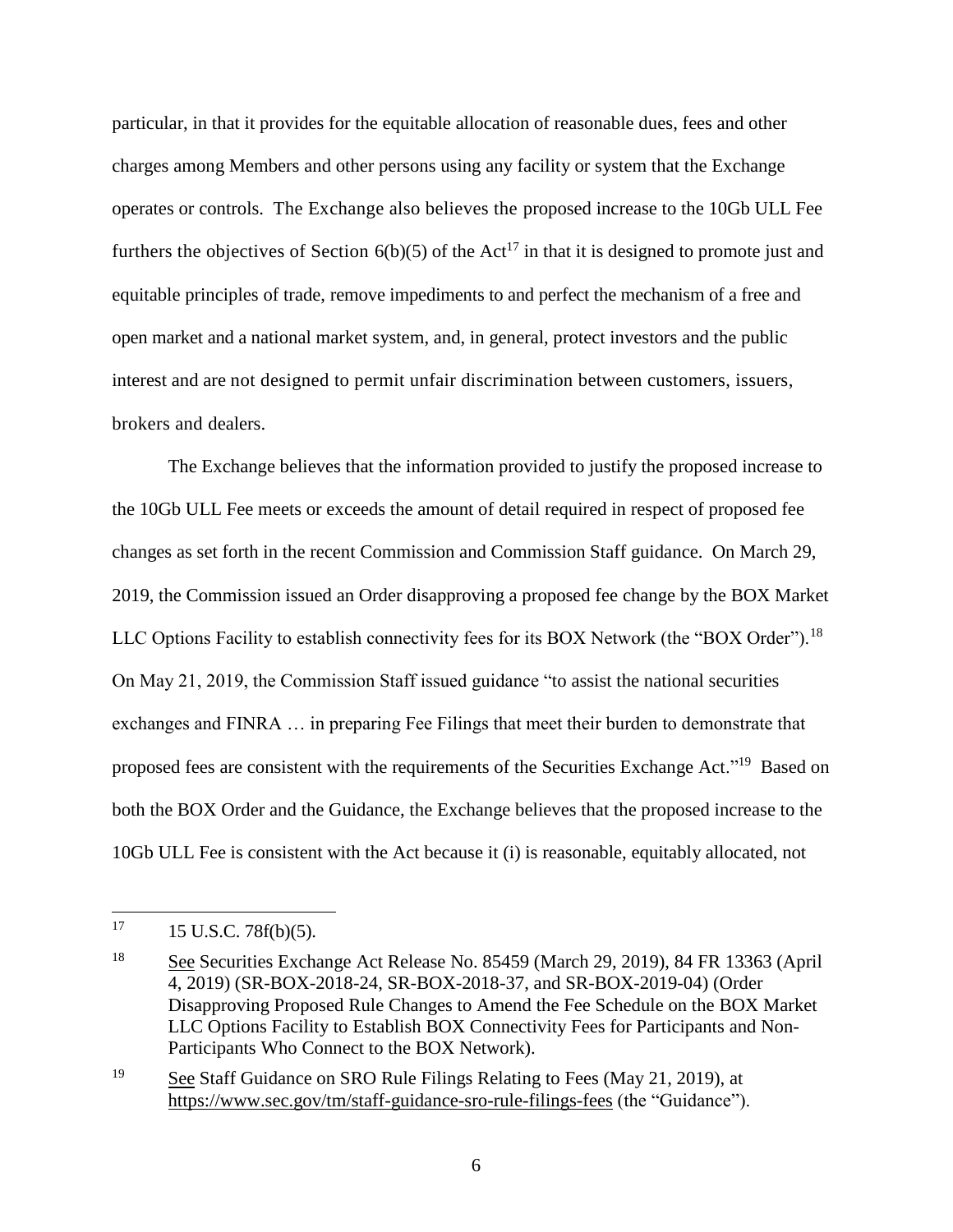particular, in that it provides for the equitable allocation of reasonable dues, fees and other charges among Members and other persons using any facility or system that the Exchange operates or controls. The Exchange also believes the proposed increase to the 10Gb ULL Fee furthers the objectives of Section 6(b)(5) of the Act[17] in that it is designed to promote just and equitable principles of trade, remove impediments to and perfect the mechanism of a free and open market and a national market system, and, in general, protect investors and the public interest and are not designed to permit unfair discrimination between customers, issuers, brokers and dealers.

The Exchange believes that the information provided to justify the proposed increase to the 10Gb ULL Fee meets or exceeds the amount of detail required in respect of proposed fee changes as set forth in the recent Commission and Commission Staff guidance. On March 29, 2019, the Commission issued an Order disapproving a proposed fee change by the BOX Market LLC Options Facility to establish connectivity fees for its BOX Network (the "BOX Order").[18] On May 21, 2019, the Commission Staff issued guidance "to assist the national securities exchanges and FINRA … in preparing Fee Filings that meet their burden to demonstrate that proposed fees are consistent with the requirements of the Securities Exchange Act."[19] Based on both the BOX Order and the Guidance, the Exchange believes that the proposed increase to the 10Gb ULL Fee is consistent with the Act because it (i) is reasonable, equitably allocated, not

---

[17] 15 U.S.C. 78f(b)(5).

[18] See Securities Exchange Act Release No. 85459 (March 29, 2019), 84 FR 13363 (April 4, 2019) (SR-BOX-2018-24, SR-BOX-2018-37, and SR-BOX-2019-04) (Order Disapproving Proposed Rule Changes to Amend the Fee Schedule on the BOX Market LLC Options Facility to Establish BOX Connectivity Fees for Participants and Non-Participants Who Connect to the BOX Network).

[19] See Staff Guidance on SRO Rule Filings Relating to Fees (May 21, 2019), at https://www.sec.gov/tm/staff-guidance-sro-rule-filings-fees (the "Guidance").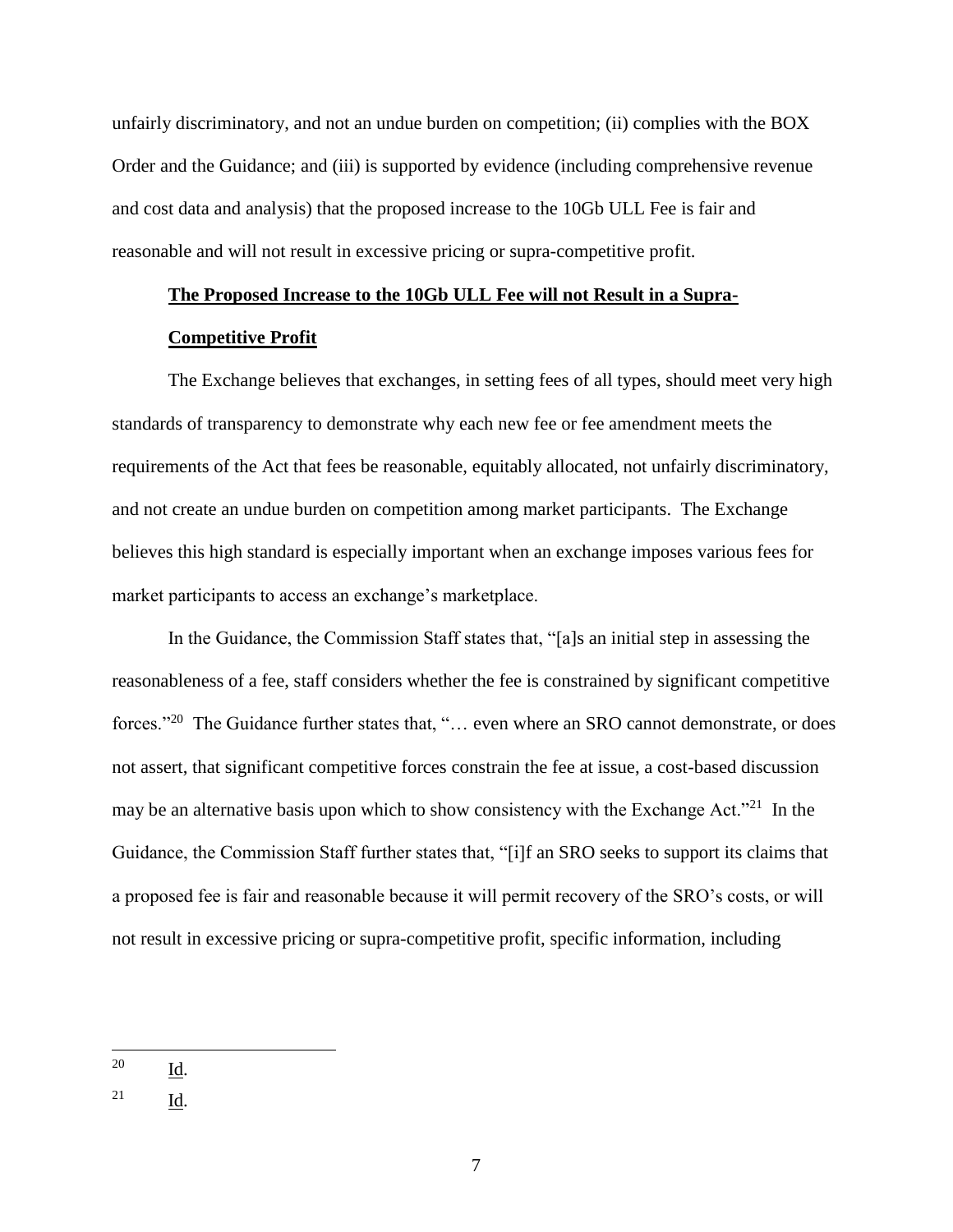unfairly discriminatory, and not an undue burden on competition; (ii) complies with the BOX Order and the Guidance; and (iii) is supported by evidence (including comprehensive revenue and cost data and analysis) that the proposed increase to the 10Gb ULL Fee is fair and reasonable and will not result in excessive pricing or supra-competitive profit.

**The Proposed Increase to the 10Gb ULL Fee will not Result in a Supra-Competitive Profit**

The Exchange believes that exchanges, in setting fees of all types, should meet very high standards of transparency to demonstrate why each new fee or fee amendment meets the requirements of the Act that fees be reasonable, equitably allocated, not unfairly discriminatory, and not create an undue burden on competition among market participants. The Exchange believes this high standard is especially important when an exchange imposes various fees for market participants to access an exchange's marketplace.

In the Guidance, the Commission Staff states that, "[a]s an initial step in assessing the reasonableness of a fee, staff considers whether the fee is constrained by significant competitive forces."[20] The Guidance further states that, "… even where an SRO cannot demonstrate, or does not assert, that significant competitive forces constrain the fee at issue, a cost-based discussion may be an alternative basis upon which to show consistency with the Exchange Act."[21] In the Guidance, the Commission Staff further states that, "[i]f an SRO seeks to support its claims that a proposed fee is fair and reasonable because it will permit recovery of the SRO's costs, or will not result in excessive pricing or supra-competitive profit, specific information, including

---

[20] Id.

[21] Id.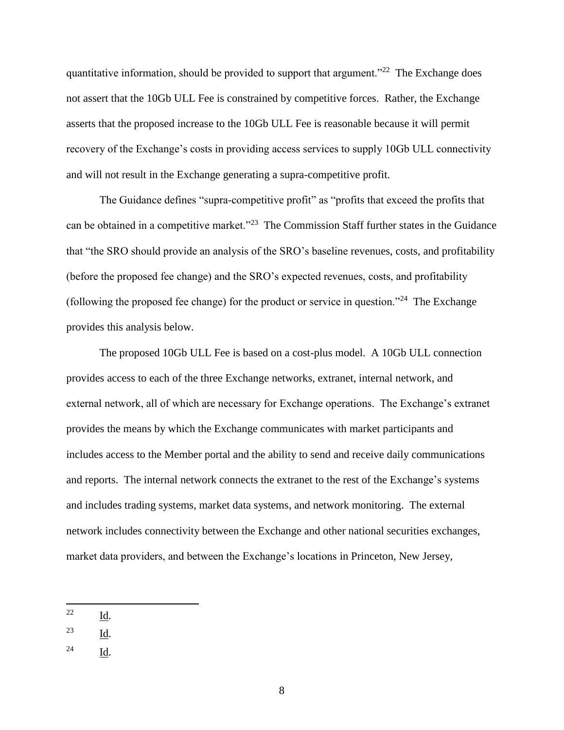quantitative information, should be provided to support that argument."[22] The Exchange does not assert that the 10Gb ULL Fee is constrained by competitive forces. Rather, the Exchange asserts that the proposed increase to the 10Gb ULL Fee is reasonable because it will permit recovery of the Exchange's costs in providing access services to supply 10Gb ULL connectivity and will not result in the Exchange generating a supra-competitive profit.

The Guidance defines "supra-competitive profit" as "profits that exceed the profits that can be obtained in a competitive market."[23] The Commission Staff further states in the Guidance that "the SRO should provide an analysis of the SRO's baseline revenues, costs, and profitability (before the proposed fee change) and the SRO's expected revenues, costs, and profitability (following the proposed fee change) for the product or service in question."[24] The Exchange provides this analysis below.

The proposed 10Gb ULL Fee is based on a cost-plus model. A 10Gb ULL connection provides access to each of the three Exchange networks, extranet, internal network, and external network, all of which are necessary for Exchange operations. The Exchange's extranet provides the means by which the Exchange communicates with market participants and includes access to the Member portal and the ability to send and receive daily communications and reports. The internal network connects the extranet to the rest of the Exchange's systems and includes trading systems, market data systems, and network monitoring. The external network includes connectivity between the Exchange and other national securities exchanges, market data providers, and between the Exchange's locations in Princeton, New Jersey,

---

22 Id.

23 Id.

24 Id.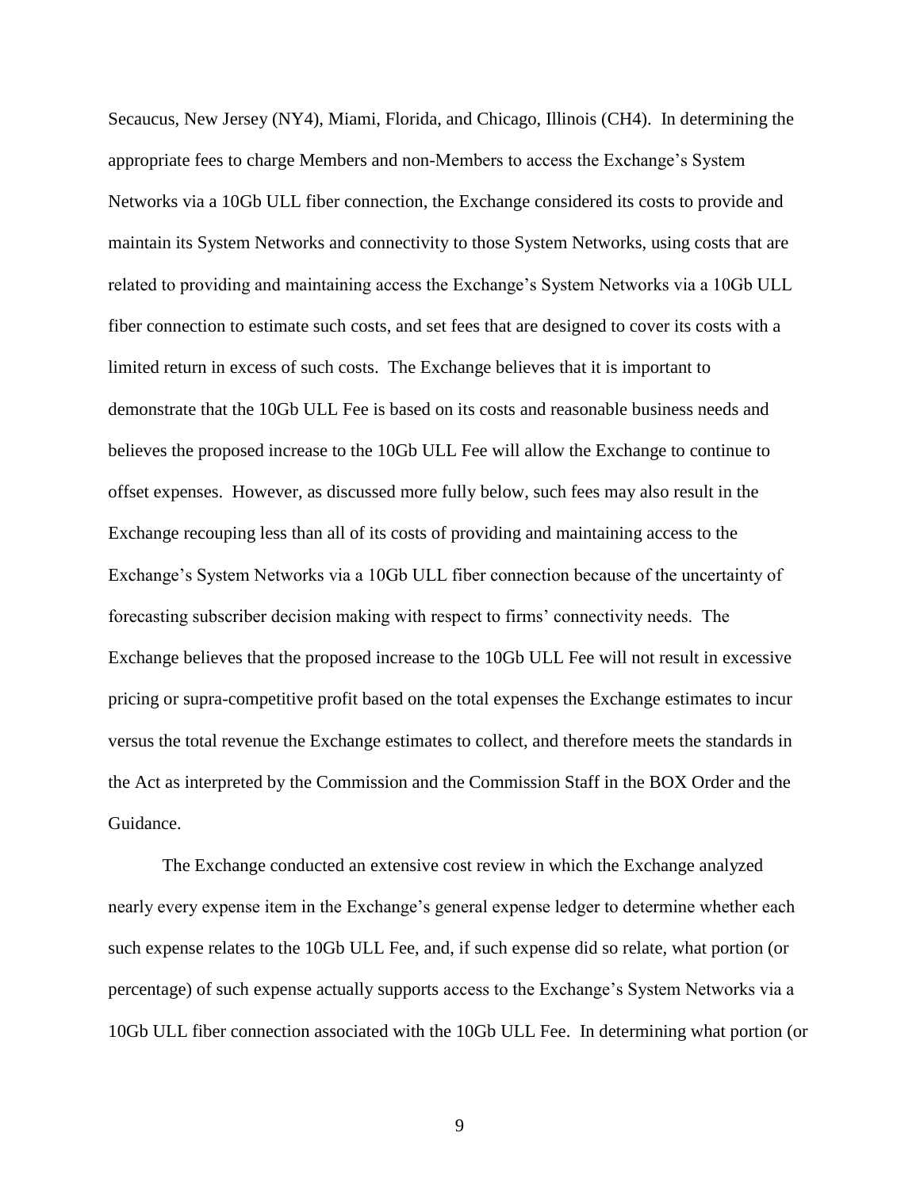Secaucus, New Jersey (NY4), Miami, Florida, and Chicago, Illinois (CH4). In determining the appropriate fees to charge Members and non-Members to access the Exchange's System Networks via a 10Gb ULL fiber connection, the Exchange considered its costs to provide and maintain its System Networks and connectivity to those System Networks, using costs that are related to providing and maintaining access the Exchange's System Networks via a 10Gb ULL fiber connection to estimate such costs, and set fees that are designed to cover its costs with a limited return in excess of such costs. The Exchange believes that it is important to demonstrate that the 10Gb ULL Fee is based on its costs and reasonable business needs and believes the proposed increase to the 10Gb ULL Fee will allow the Exchange to continue to offset expenses. However, as discussed more fully below, such fees may also result in the Exchange recouping less than all of its costs of providing and maintaining access to the Exchange's System Networks via a 10Gb ULL fiber connection because of the uncertainty of forecasting subscriber decision making with respect to firms' connectivity needs. The Exchange believes that the proposed increase to the 10Gb ULL Fee will not result in excessive pricing or supra-competitive profit based on the total expenses the Exchange estimates to incur versus the total revenue the Exchange estimates to collect, and therefore meets the standards in the Act as interpreted by the Commission and the Commission Staff in the BOX Order and the Guidance.

The Exchange conducted an extensive cost review in which the Exchange analyzed nearly every expense item in the Exchange's general expense ledger to determine whether each such expense relates to the 10Gb ULL Fee, and, if such expense did so relate, what portion (or percentage) of such expense actually supports access to the Exchange's System Networks via a 10Gb ULL fiber connection associated with the 10Gb ULL Fee. In determining what portion (or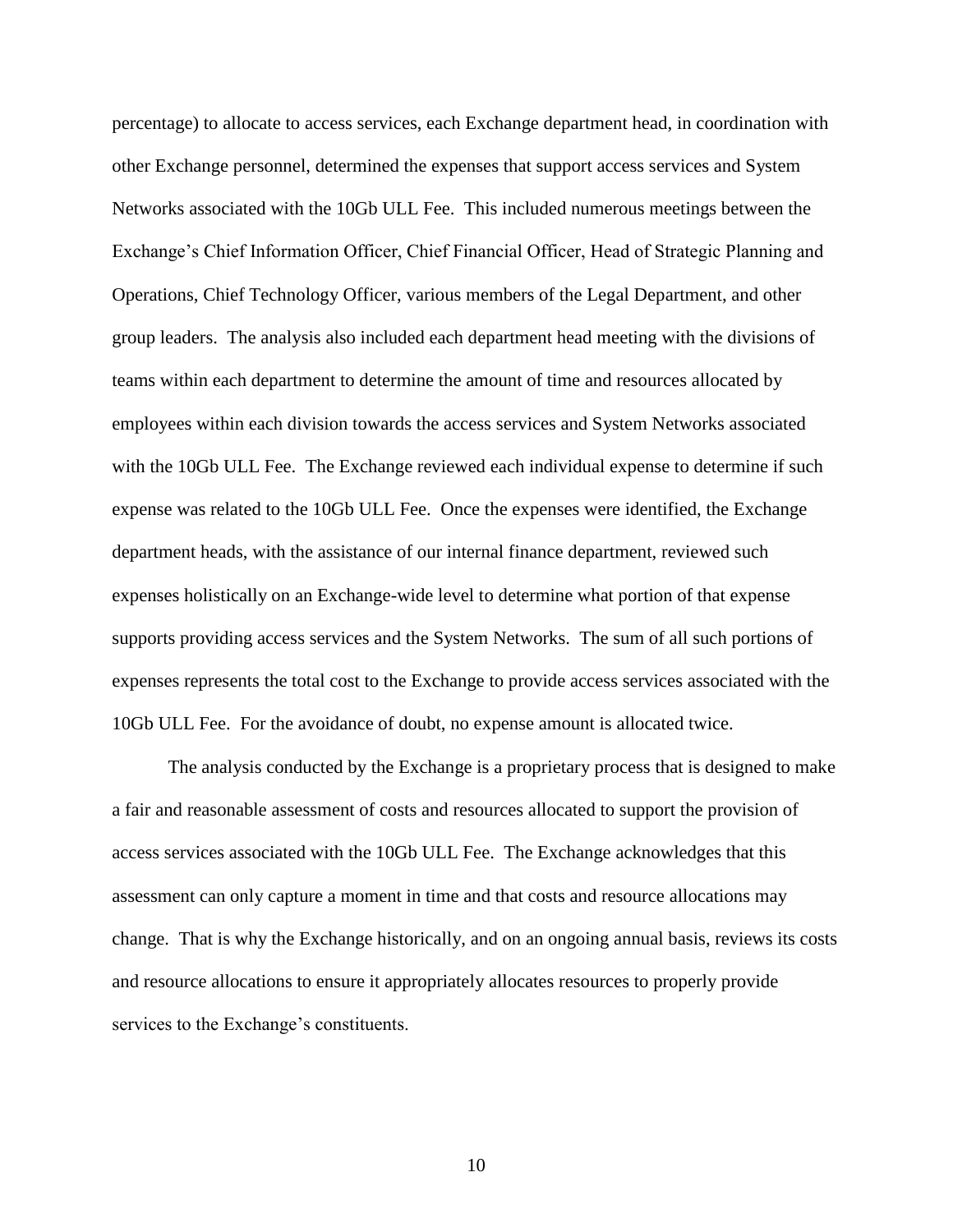percentage) to allocate to access services, each Exchange department head, in coordination with other Exchange personnel, determined the expenses that support access services and System Networks associated with the 10Gb ULL Fee. This included numerous meetings between the Exchange's Chief Information Officer, Chief Financial Officer, Head of Strategic Planning and Operations, Chief Technology Officer, various members of the Legal Department, and other group leaders. The analysis also included each department head meeting with the divisions of teams within each department to determine the amount of time and resources allocated by employees within each division towards the access services and System Networks associated with the 10Gb ULL Fee. The Exchange reviewed each individual expense to determine if such expense was related to the 10Gb ULL Fee. Once the expenses were identified, the Exchange department heads, with the assistance of our internal finance department, reviewed such expenses holistically on an Exchange-wide level to determine what portion of that expense supports providing access services and the System Networks. The sum of all such portions of expenses represents the total cost to the Exchange to provide access services associated with the 10Gb ULL Fee. For the avoidance of doubt, no expense amount is allocated twice.

The analysis conducted by the Exchange is a proprietary process that is designed to make a fair and reasonable assessment of costs and resources allocated to support the provision of access services associated with the 10Gb ULL Fee. The Exchange acknowledges that this assessment can only capture a moment in time and that costs and resource allocations may change. That is why the Exchange historically, and on an ongoing annual basis, reviews its costs and resource allocations to ensure it appropriately allocates resources to properly provide services to the Exchange's constituents.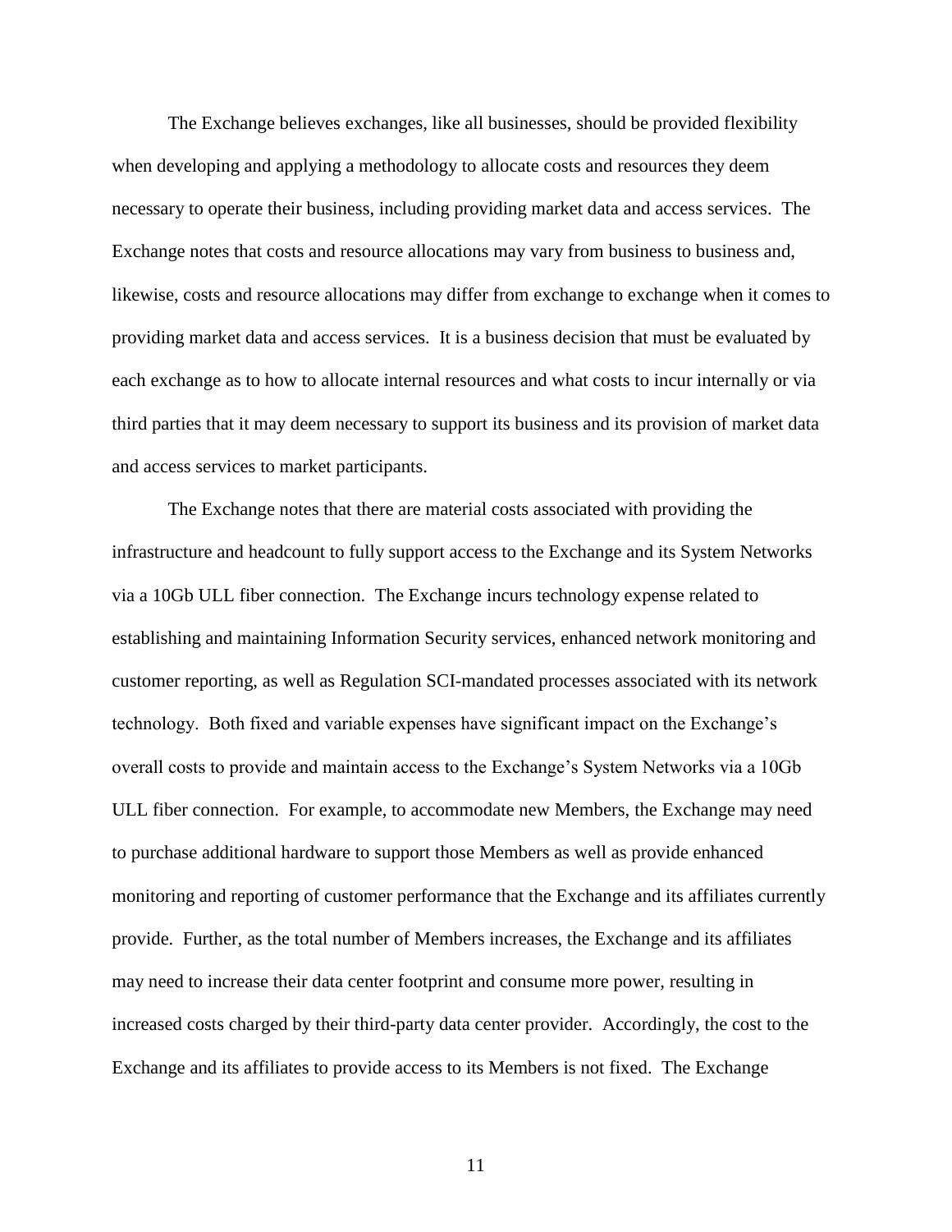The Exchange believes exchanges, like all businesses, should be provided flexibility when developing and applying a methodology to allocate costs and resources they deem necessary to operate their business, including providing market data and access services. The Exchange notes that costs and resource allocations may vary from business to business and, likewise, costs and resource allocations may differ from exchange to exchange when it comes to providing market data and access services. It is a business decision that must be evaluated by each exchange as to how to allocate internal resources and what costs to incur internally or via third parties that it may deem necessary to support its business and its provision of market data and access services to market participants.

The Exchange notes that there are material costs associated with providing the infrastructure and headcount to fully support access to the Exchange and its System Networks via a 10Gb ULL fiber connection. The Exchange incurs technology expense related to establishing and maintaining Information Security services, enhanced network monitoring and customer reporting, as well as Regulation SCI-mandated processes associated with its network technology. Both fixed and variable expenses have significant impact on the Exchange's overall costs to provide and maintain access to the Exchange's System Networks via a 10Gb ULL fiber connection. For example, to accommodate new Members, the Exchange may need to purchase additional hardware to support those Members as well as provide enhanced monitoring and reporting of customer performance that the Exchange and its affiliates currently provide. Further, as the total number of Members increases, the Exchange and its affiliates may need to increase their data center footprint and consume more power, resulting in increased costs charged by their third-party data center provider. Accordingly, the cost to the Exchange and its affiliates to provide access to its Members is not fixed. The Exchange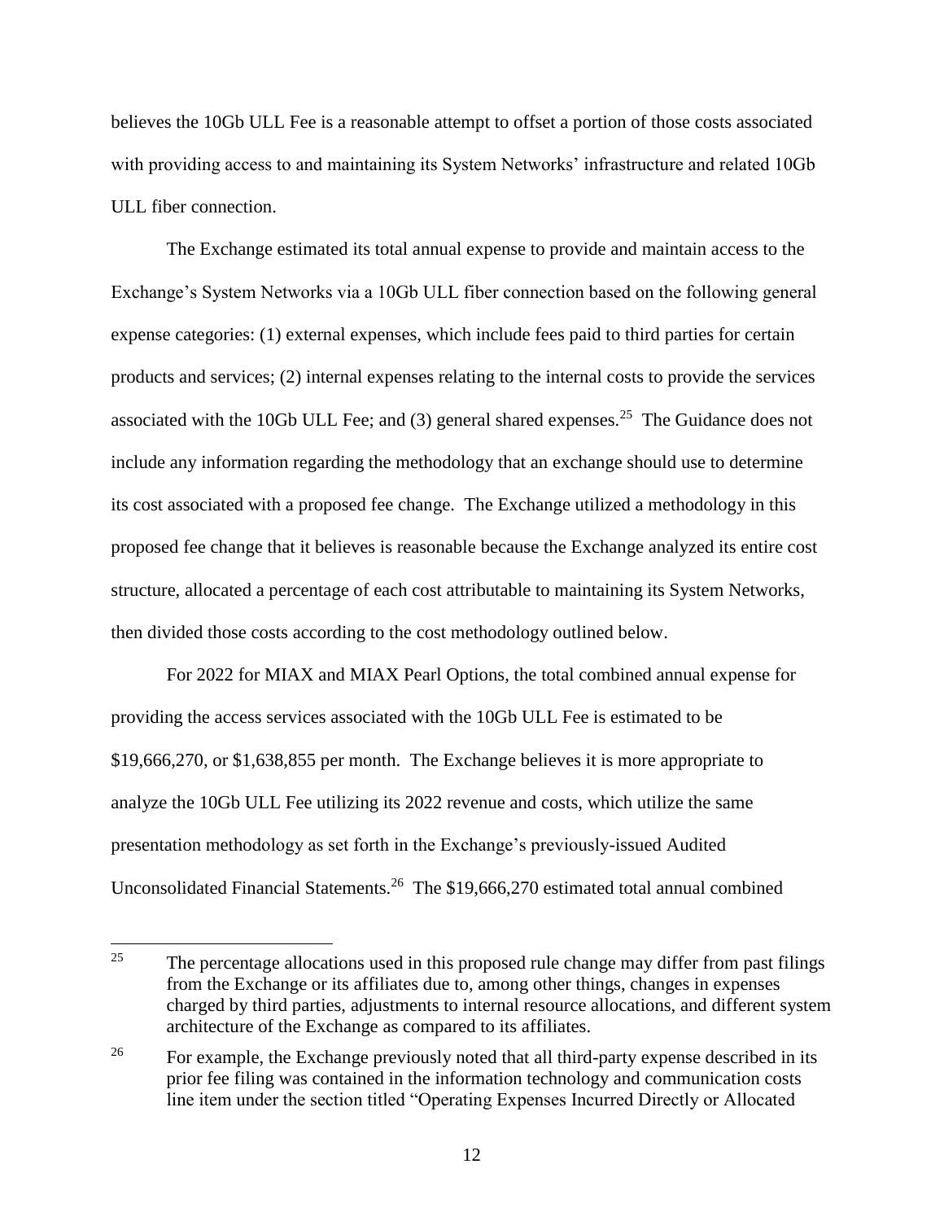believes the 10Gb ULL Fee is a reasonable attempt to offset a portion of those costs associated with providing access to and maintaining its System Networks' infrastructure and related 10Gb ULL fiber connection.

The Exchange estimated its total annual expense to provide and maintain access to the Exchange's System Networks via a 10Gb ULL fiber connection based on the following general expense categories: (1) external expenses, which include fees paid to third parties for certain products and services; (2) internal expenses relating to the internal costs to provide the services associated with the 10Gb ULL Fee; and (3) general shared expenses.[25] The Guidance does not include any information regarding the methodology that an exchange should use to determine its cost associated with a proposed fee change. The Exchange utilized a methodology in this proposed fee change that it believes is reasonable because the Exchange analyzed its entire cost structure, allocated a percentage of each cost attributable to maintaining its System Networks, then divided those costs according to the cost methodology outlined below.

For 2022 for MIAX and MIAX Pearl Options, the total combined annual expense for providing the access services associated with the 10Gb ULL Fee is estimated to be $19,666,270, or $1,638,855 per month. The Exchange believes it is more appropriate to analyze the 10Gb ULL Fee utilizing its 2022 revenue and costs, which utilize the same presentation methodology as set forth in the Exchange's previously-issued Audited Unconsolidated Financial Statements.[26] The $19,666,270 estimated total annual combined

---

[25] The percentage allocations used in this proposed rule change may differ from past filings from the Exchange or its affiliates due to, among other things, changes in expenses charged by third parties, adjustments to internal resource allocations, and different system architecture of the Exchange as compared to its affiliates.

[26] For example, the Exchange previously noted that all third-party expense described in its prior fee filing was contained in the information technology and communication costs line item under the section titled "Operating Expenses Incurred Directly or Allocated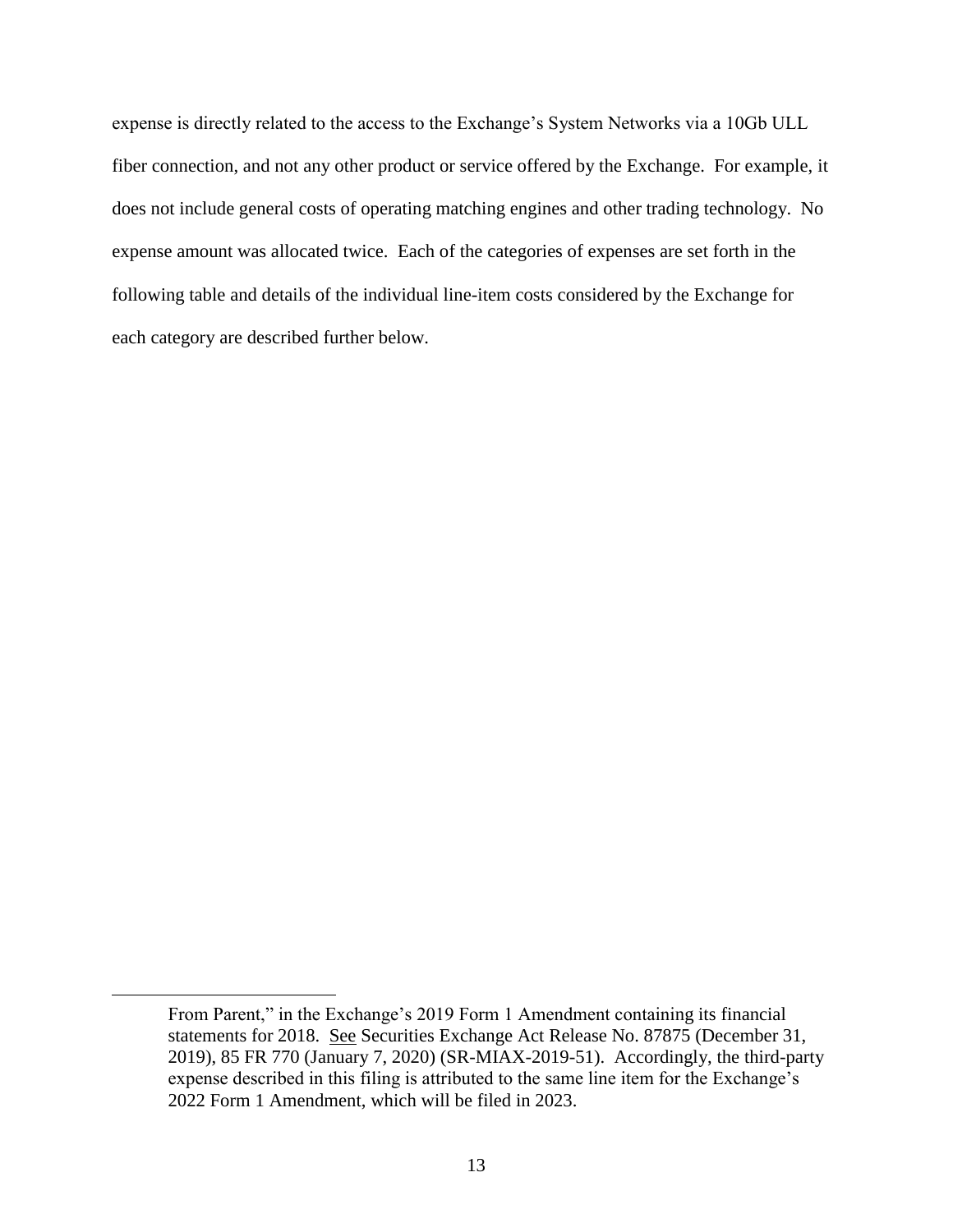expense is directly related to the access to the Exchange's System Networks via a 10Gb ULL fiber connection, and not any other product or service offered by the Exchange. For example, it does not include general costs of operating matching engines and other trading technology. No expense amount was allocated twice. Each of the categories of expenses are set forth in the following table and details of the individual line-item costs considered by the Exchange for each category are described further below.

From Parent," in the Exchange's 2019 Form 1 Amendment containing its financial statements for 2018. See Securities Exchange Act Release No. 87875 (December 31, 2019), 85 FR 770 (January 7, 2020) (SR-MIAX-2019-51). Accordingly, the third-party expense described in this filing is attributed to the same line item for the Exchange's 2022 Form 1 Amendment, which will be filed in 2023.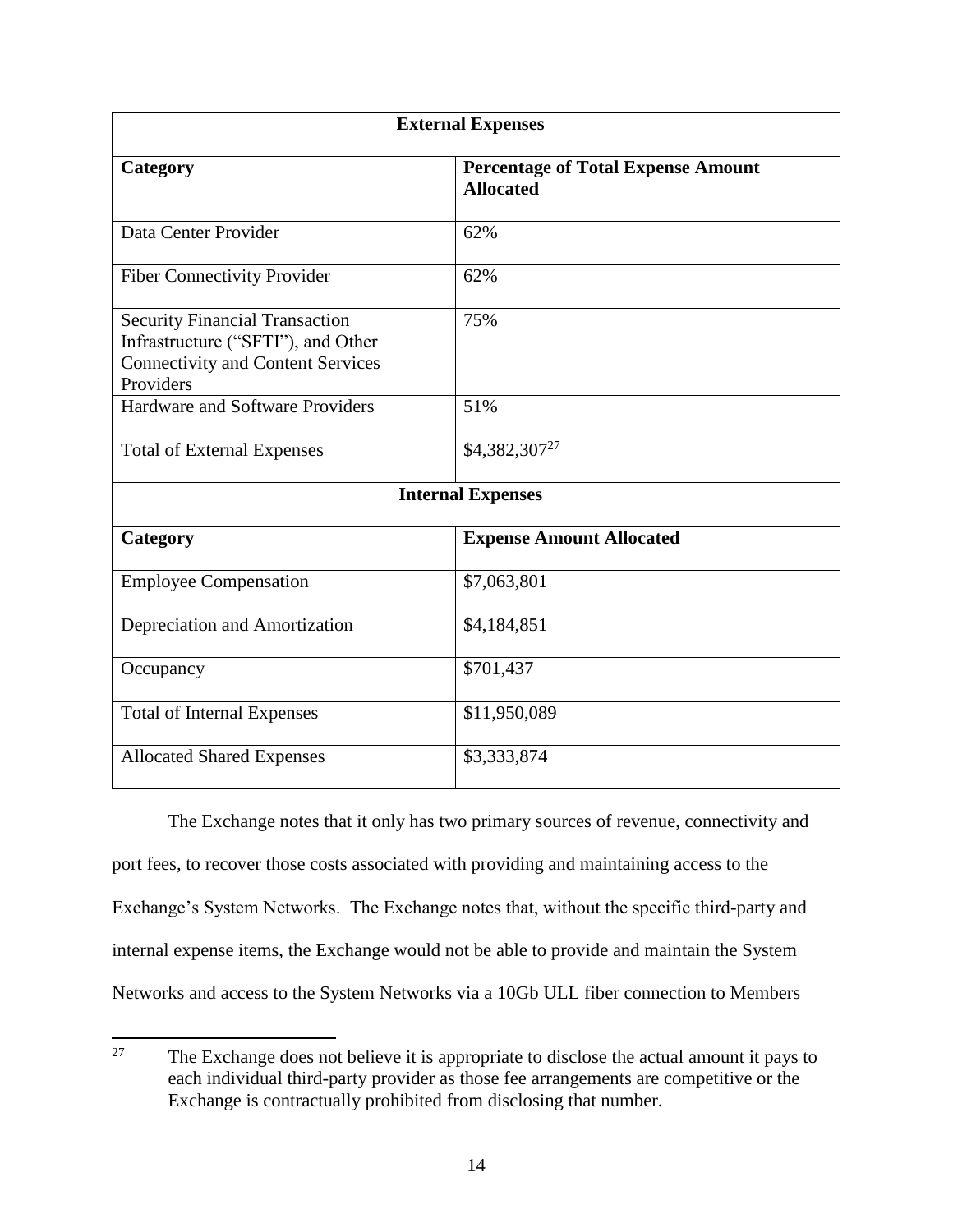| External Expenses | |
|---|---|
| **Category** | **Percentage of Total Expense Amount Allocated** |
| Data Center Provider | 62% |
| Fiber Connectivity Provider | 62% |
| Security Financial Transaction Infrastructure ("SFTI"), and Other Connectivity and Content Services Providers | 75% |
| Hardware and Software Providers | 51% |
| Total of External Expenses | $4,382,307[27] |
| **Internal Expenses** | |
| **Category** | **Expense Amount Allocated** |
| Employee Compensation | $7,063,801 |
| Depreciation and Amortization | $4,184,851 |
| Occupancy | $701,437 |
| Total of Internal Expenses | $11,950,089 |
| Allocated Shared Expenses | $3,333,874 |

The Exchange notes that it only has two primary sources of revenue, connectivity and port fees, to recover those costs associated with providing and maintaining access to the Exchange's System Networks. The Exchange notes that, without the specific third-party and internal expense items, the Exchange would not be able to provide and maintain the System Networks and access to the System Networks via a 10Gb ULL fiber connection to Members

[27] The Exchange does not believe it is appropriate to disclose the actual amount it pays to each individual third-party provider as those fee arrangements are competitive or the Exchange is contractually prohibited from disclosing that number.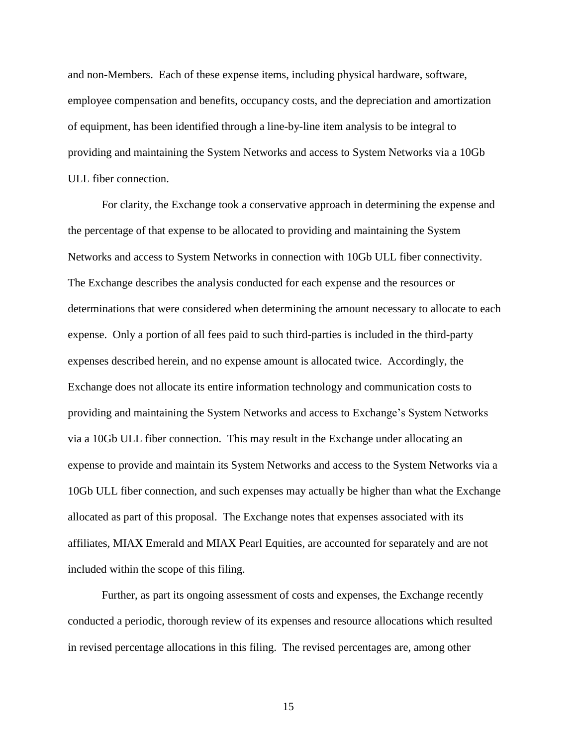and non-Members. Each of these expense items, including physical hardware, software, employee compensation and benefits, occupancy costs, and the depreciation and amortization of equipment, has been identified through a line-by-line item analysis to be integral to providing and maintaining the System Networks and access to System Networks via a 10Gb ULL fiber connection.

For clarity, the Exchange took a conservative approach in determining the expense and the percentage of that expense to be allocated to providing and maintaining the System Networks and access to System Networks in connection with 10Gb ULL fiber connectivity. The Exchange describes the analysis conducted for each expense and the resources or determinations that were considered when determining the amount necessary to allocate to each expense. Only a portion of all fees paid to such third-parties is included in the third-party expenses described herein, and no expense amount is allocated twice. Accordingly, the Exchange does not allocate its entire information technology and communication costs to providing and maintaining the System Networks and access to Exchange's System Networks via a 10Gb ULL fiber connection. This may result in the Exchange under allocating an expense to provide and maintain its System Networks and access to the System Networks via a 10Gb ULL fiber connection, and such expenses may actually be higher than what the Exchange allocated as part of this proposal. The Exchange notes that expenses associated with its affiliates, MIAX Emerald and MIAX Pearl Equities, are accounted for separately and are not included within the scope of this filing.

Further, as part its ongoing assessment of costs and expenses, the Exchange recently conducted a periodic, thorough review of its expenses and resource allocations which resulted in revised percentage allocations in this filing. The revised percentages are, among other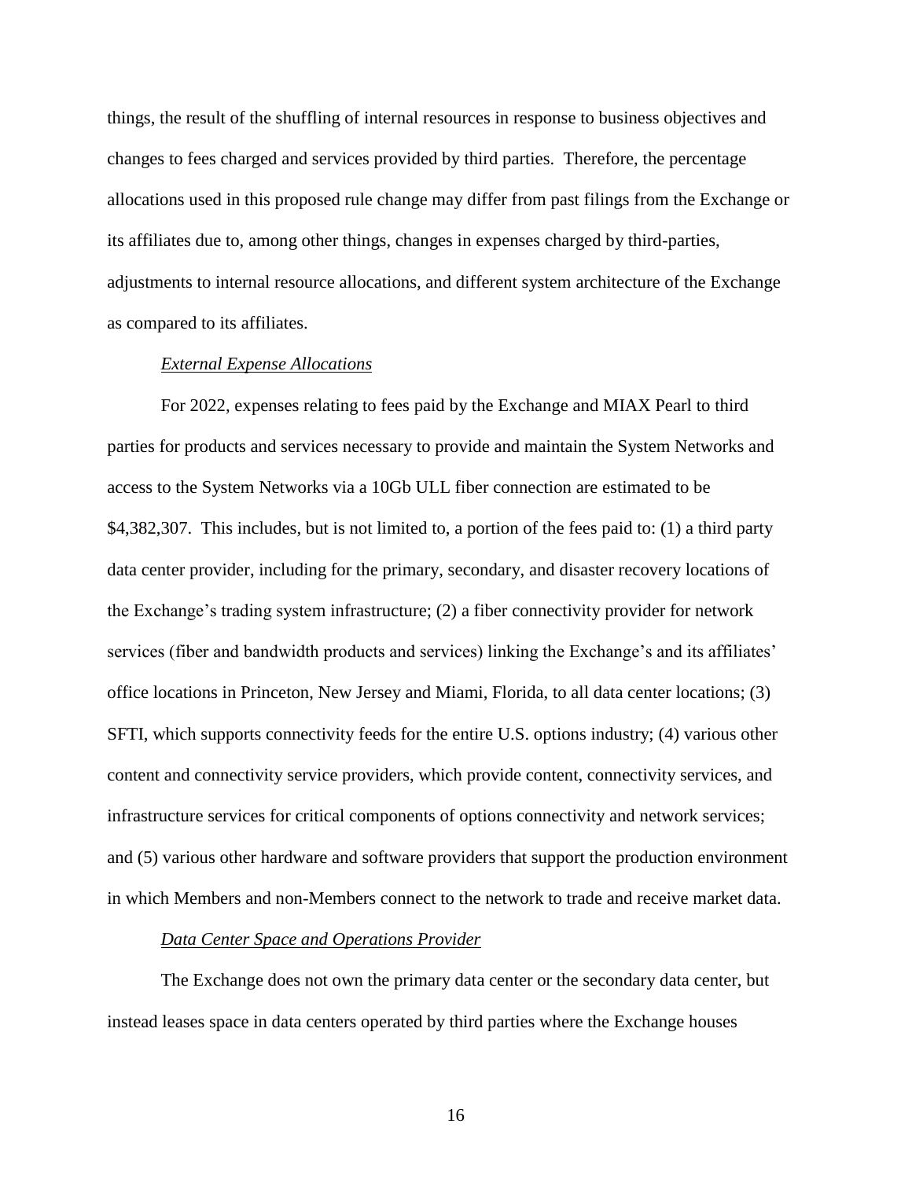things, the result of the shuffling of internal resources in response to business objectives and changes to fees charged and services provided by third parties. Therefore, the percentage allocations used in this proposed rule change may differ from past filings from the Exchange or its affiliates due to, among other things, changes in expenses charged by third-parties, adjustments to internal resource allocations, and different system architecture of the Exchange as compared to its affiliates.

*External Expense Allocations*

For 2022, expenses relating to fees paid by the Exchange and MIAX Pearl to third parties for products and services necessary to provide and maintain the System Networks and access to the System Networks via a 10Gb ULL fiber connection are estimated to be $4,382,307. This includes, but is not limited to, a portion of the fees paid to: (1) a third party data center provider, including for the primary, secondary, and disaster recovery locations of the Exchange's trading system infrastructure; (2) a fiber connectivity provider for network services (fiber and bandwidth products and services) linking the Exchange's and its affiliates' office locations in Princeton, New Jersey and Miami, Florida, to all data center locations; (3) SFTI, which supports connectivity feeds for the entire U.S. options industry; (4) various other content and connectivity service providers, which provide content, connectivity services, and infrastructure services for critical components of options connectivity and network services; and (5) various other hardware and software providers that support the production environment in which Members and non-Members connect to the network to trade and receive market data.

*Data Center Space and Operations Provider*

The Exchange does not own the primary data center or the secondary data center, but instead leases space in data centers operated by third parties where the Exchange houses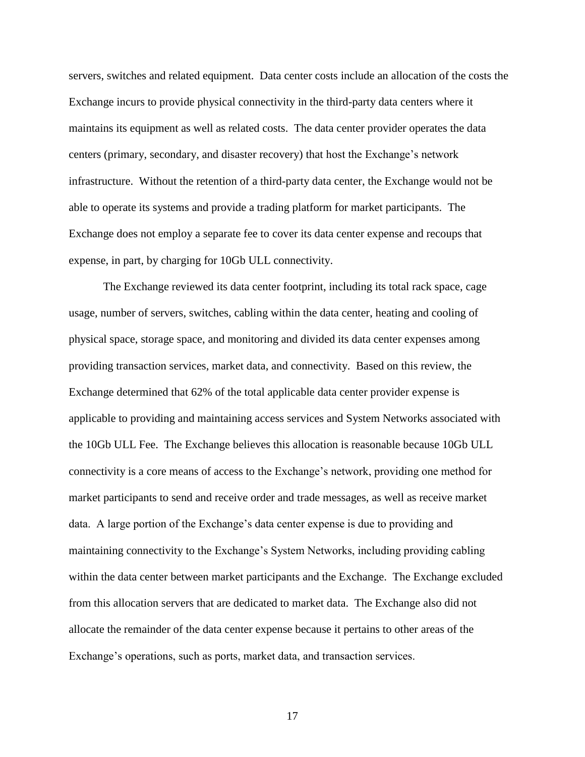servers, switches and related equipment. Data center costs include an allocation of the costs the Exchange incurs to provide physical connectivity in the third-party data centers where it maintains its equipment as well as related costs. The data center provider operates the data centers (primary, secondary, and disaster recovery) that host the Exchange's network infrastructure. Without the retention of a third-party data center, the Exchange would not be able to operate its systems and provide a trading platform for market participants. The Exchange does not employ a separate fee to cover its data center expense and recoups that expense, in part, by charging for 10Gb ULL connectivity.

The Exchange reviewed its data center footprint, including its total rack space, cage usage, number of servers, switches, cabling within the data center, heating and cooling of physical space, storage space, and monitoring and divided its data center expenses among providing transaction services, market data, and connectivity. Based on this review, the Exchange determined that 62% of the total applicable data center provider expense is applicable to providing and maintaining access services and System Networks associated with the 10Gb ULL Fee. The Exchange believes this allocation is reasonable because 10Gb ULL connectivity is a core means of access to the Exchange's network, providing one method for market participants to send and receive order and trade messages, as well as receive market data. A large portion of the Exchange's data center expense is due to providing and maintaining connectivity to the Exchange's System Networks, including providing cabling within the data center between market participants and the Exchange. The Exchange excluded from this allocation servers that are dedicated to market data. The Exchange also did not allocate the remainder of the data center expense because it pertains to other areas of the Exchange's operations, such as ports, market data, and transaction services.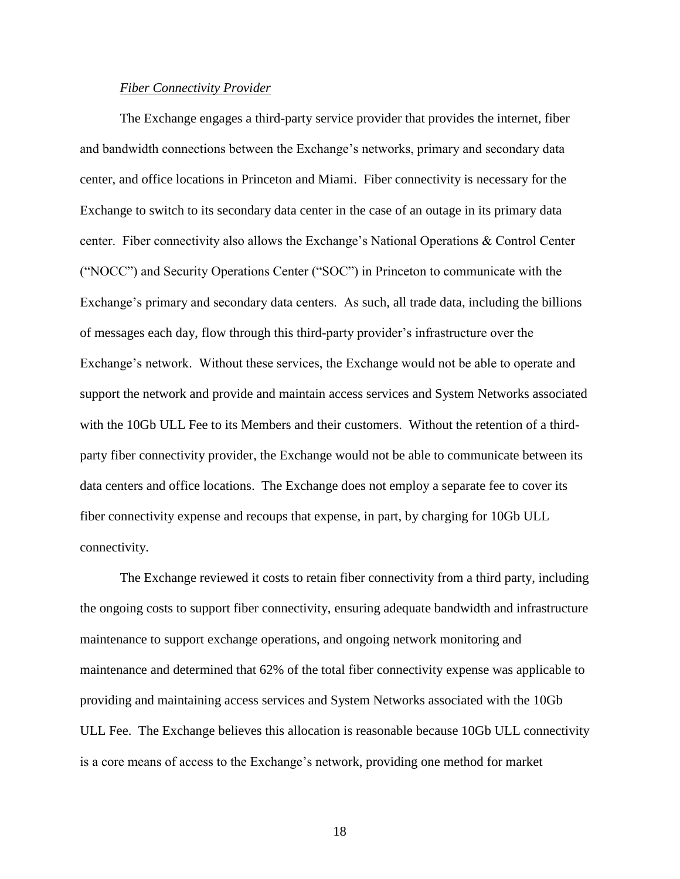*Fiber Connectivity Provider*

The Exchange engages a third-party service provider that provides the internet, fiber and bandwidth connections between the Exchange's networks, primary and secondary data center, and office locations in Princeton and Miami. Fiber connectivity is necessary for the Exchange to switch to its secondary data center in the case of an outage in its primary data center. Fiber connectivity also allows the Exchange's National Operations & Control Center ("NOCC") and Security Operations Center ("SOC") in Princeton to communicate with the Exchange's primary and secondary data centers. As such, all trade data, including the billions of messages each day, flow through this third-party provider's infrastructure over the Exchange's network. Without these services, the Exchange would not be able to operate and support the network and provide and maintain access services and System Networks associated with the 10Gb ULL Fee to its Members and their customers. Without the retention of a third-party fiber connectivity provider, the Exchange would not be able to communicate between its data centers and office locations. The Exchange does not employ a separate fee to cover its fiber connectivity expense and recoups that expense, in part, by charging for 10Gb ULL connectivity.

The Exchange reviewed it costs to retain fiber connectivity from a third party, including the ongoing costs to support fiber connectivity, ensuring adequate bandwidth and infrastructure maintenance to support exchange operations, and ongoing network monitoring and maintenance and determined that 62% of the total fiber connectivity expense was applicable to providing and maintaining access services and System Networks associated with the 10Gb ULL Fee. The Exchange believes this allocation is reasonable because 10Gb ULL connectivity is a core means of access to the Exchange's network, providing one method for market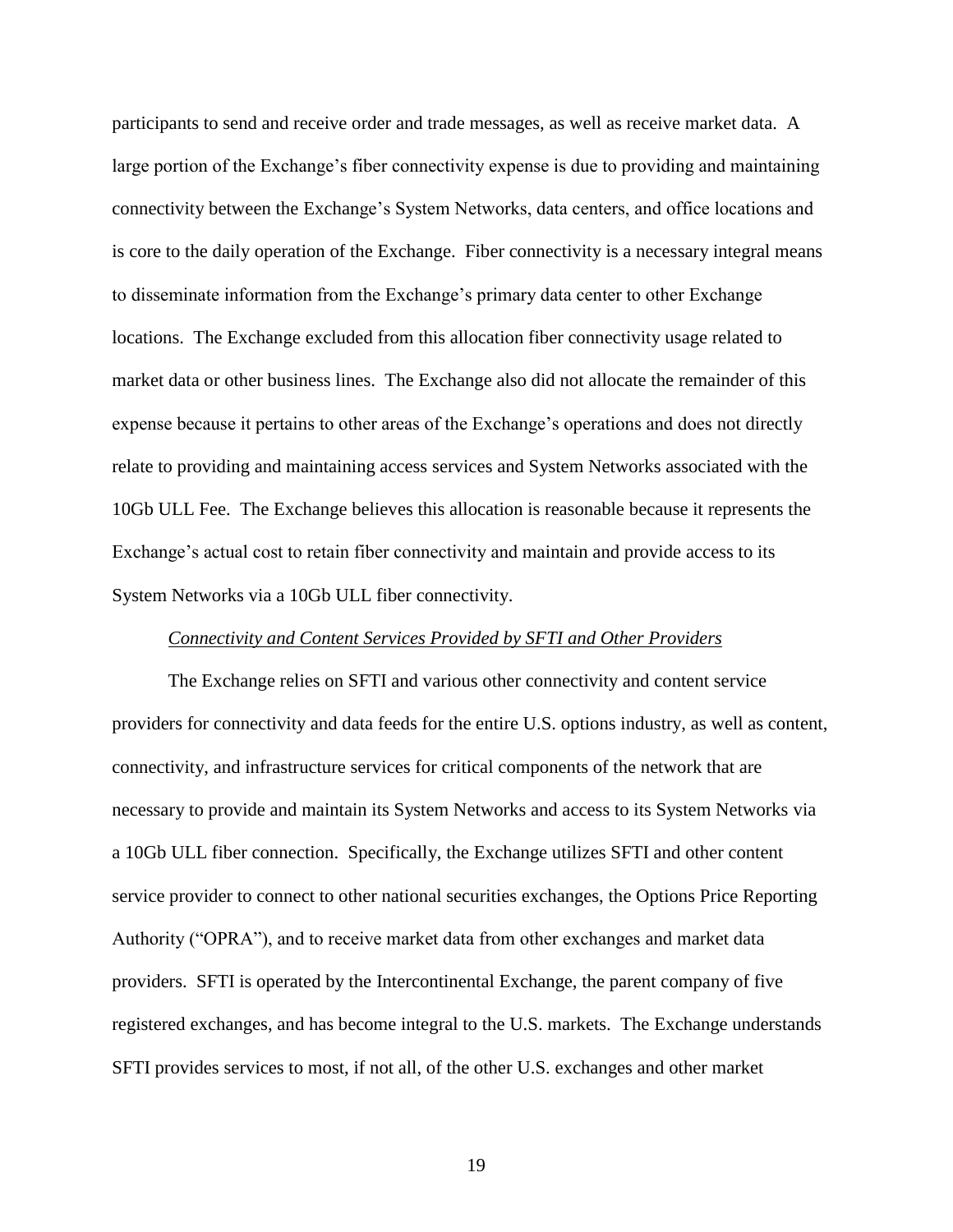participants to send and receive order and trade messages, as well as receive market data. A large portion of the Exchange's fiber connectivity expense is due to providing and maintaining connectivity between the Exchange's System Networks, data centers, and office locations and is core to the daily operation of the Exchange. Fiber connectivity is a necessary integral means to disseminate information from the Exchange's primary data center to other Exchange locations. The Exchange excluded from this allocation fiber connectivity usage related to market data or other business lines. The Exchange also did not allocate the remainder of this expense because it pertains to other areas of the Exchange's operations and does not directly relate to providing and maintaining access services and System Networks associated with the 10Gb ULL Fee. The Exchange believes this allocation is reasonable because it represents the Exchange's actual cost to retain fiber connectivity and maintain and provide access to its System Networks via a 10Gb ULL fiber connectivity.

*Connectivity and Content Services Provided by SFTI and Other Providers*

The Exchange relies on SFTI and various other connectivity and content service providers for connectivity and data feeds for the entire U.S. options industry, as well as content, connectivity, and infrastructure services for critical components of the network that are necessary to provide and maintain its System Networks and access to its System Networks via a 10Gb ULL fiber connection. Specifically, the Exchange utilizes SFTI and other content service provider to connect to other national securities exchanges, the Options Price Reporting Authority ("OPRA"), and to receive market data from other exchanges and market data providers. SFTI is operated by the Intercontinental Exchange, the parent company of five registered exchanges, and has become integral to the U.S. markets. The Exchange understands SFTI provides services to most, if not all, of the other U.S. exchanges and other market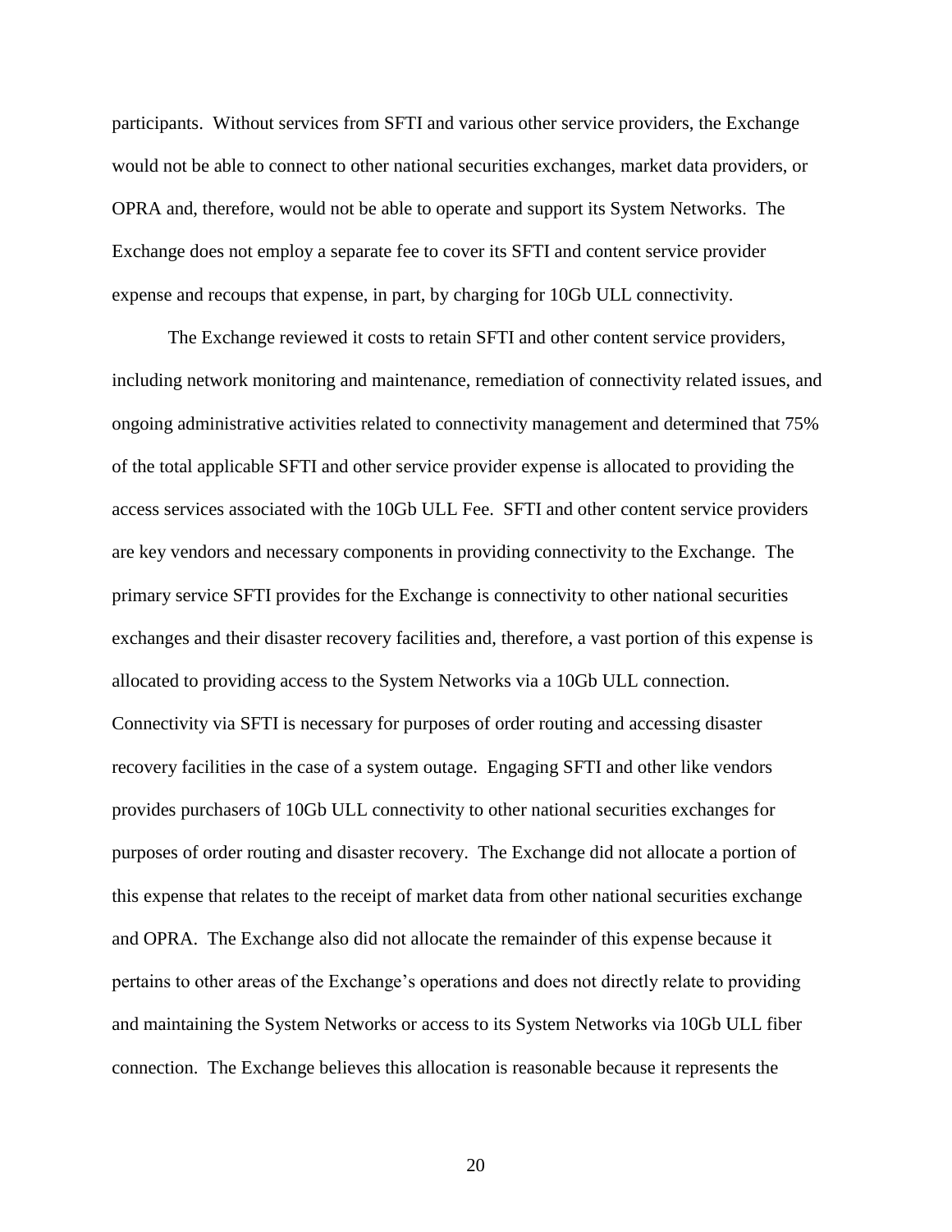participants. Without services from SFTI and various other service providers, the Exchange would not be able to connect to other national securities exchanges, market data providers, or OPRA and, therefore, would not be able to operate and support its System Networks. The Exchange does not employ a separate fee to cover its SFTI and content service provider expense and recoups that expense, in part, by charging for 10Gb ULL connectivity.

The Exchange reviewed it costs to retain SFTI and other content service providers, including network monitoring and maintenance, remediation of connectivity related issues, and ongoing administrative activities related to connectivity management and determined that 75% of the total applicable SFTI and other service provider expense is allocated to providing the access services associated with the 10Gb ULL Fee. SFTI and other content service providers are key vendors and necessary components in providing connectivity to the Exchange. The primary service SFTI provides for the Exchange is connectivity to other national securities exchanges and their disaster recovery facilities and, therefore, a vast portion of this expense is allocated to providing access to the System Networks via a 10Gb ULL connection. Connectivity via SFTI is necessary for purposes of order routing and accessing disaster recovery facilities in the case of a system outage. Engaging SFTI and other like vendors provides purchasers of 10Gb ULL connectivity to other national securities exchanges for purposes of order routing and disaster recovery. The Exchange did not allocate a portion of this expense that relates to the receipt of market data from other national securities exchange and OPRA. The Exchange also did not allocate the remainder of this expense because it pertains to other areas of the Exchange's operations and does not directly relate to providing and maintaining the System Networks or access to its System Networks via 10Gb ULL fiber connection. The Exchange believes this allocation is reasonable because it represents the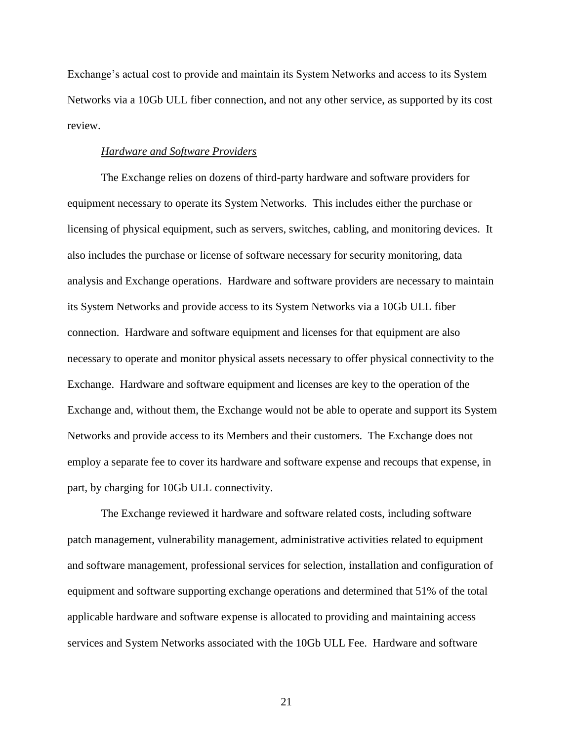Exchange's actual cost to provide and maintain its System Networks and access to its System Networks via a 10Gb ULL fiber connection, and not any other service, as supported by its cost review.

*Hardware and Software Providers*

The Exchange relies on dozens of third-party hardware and software providers for equipment necessary to operate its System Networks. This includes either the purchase or licensing of physical equipment, such as servers, switches, cabling, and monitoring devices. It also includes the purchase or license of software necessary for security monitoring, data analysis and Exchange operations. Hardware and software providers are necessary to maintain its System Networks and provide access to its System Networks via a 10Gb ULL fiber connection. Hardware and software equipment and licenses for that equipment are also necessary to operate and monitor physical assets necessary to offer physical connectivity to the Exchange. Hardware and software equipment and licenses are key to the operation of the Exchange and, without them, the Exchange would not be able to operate and support its System Networks and provide access to its Members and their customers. The Exchange does not employ a separate fee to cover its hardware and software expense and recoups that expense, in part, by charging for 10Gb ULL connectivity.

The Exchange reviewed it hardware and software related costs, including software patch management, vulnerability management, administrative activities related to equipment and software management, professional services for selection, installation and configuration of equipment and software supporting exchange operations and determined that 51% of the total applicable hardware and software expense is allocated to providing and maintaining access services and System Networks associated with the 10Gb ULL Fee. Hardware and software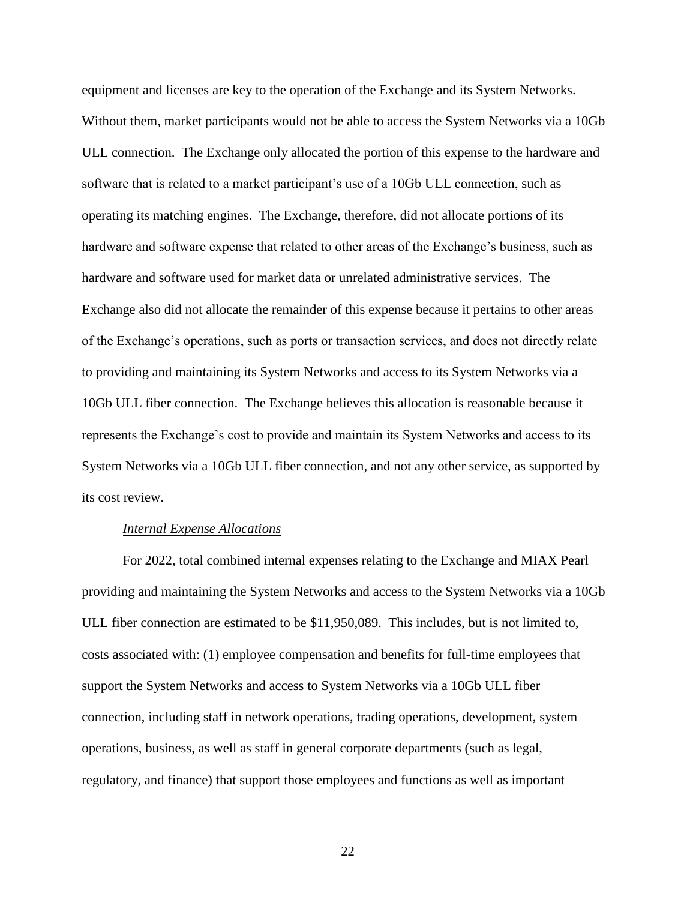equipment and licenses are key to the operation of the Exchange and its System Networks. Without them, market participants would not be able to access the System Networks via a 10Gb ULL connection. The Exchange only allocated the portion of this expense to the hardware and software that is related to a market participant's use of a 10Gb ULL connection, such as operating its matching engines. The Exchange, therefore, did not allocate portions of its hardware and software expense that related to other areas of the Exchange's business, such as hardware and software used for market data or unrelated administrative services. The Exchange also did not allocate the remainder of this expense because it pertains to other areas of the Exchange's operations, such as ports or transaction services, and does not directly relate to providing and maintaining its System Networks and access to its System Networks via a 10Gb ULL fiber connection. The Exchange believes this allocation is reasonable because it represents the Exchange's cost to provide and maintain its System Networks and access to its System Networks via a 10Gb ULL fiber connection, and not any other service, as supported by its cost review.

*Internal Expense Allocations*

For 2022, total combined internal expenses relating to the Exchange and MIAX Pearl providing and maintaining the System Networks and access to the System Networks via a 10Gb ULL fiber connection are estimated to be $11,950,089. This includes, but is not limited to, costs associated with: (1) employee compensation and benefits for full-time employees that support the System Networks and access to System Networks via a 10Gb ULL fiber connection, including staff in network operations, trading operations, development, system operations, business, as well as staff in general corporate departments (such as legal, regulatory, and finance) that support those employees and functions as well as important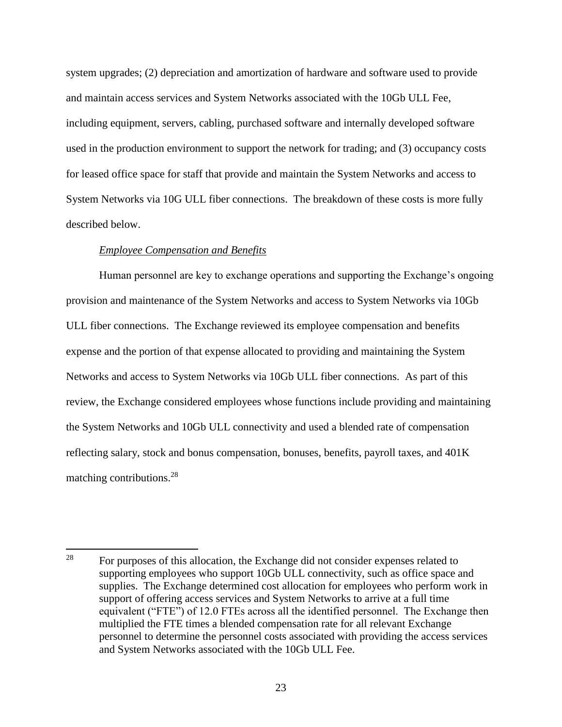system upgrades; (2) depreciation and amortization of hardware and software used to provide and maintain access services and System Networks associated with the 10Gb ULL Fee, including equipment, servers, cabling, purchased software and internally developed software used in the production environment to support the network for trading; and (3) occupancy costs for leased office space for staff that provide and maintain the System Networks and access to System Networks via 10G ULL fiber connections. The breakdown of these costs is more fully described below.

*Employee Compensation and Benefits*

Human personnel are key to exchange operations and supporting the Exchange's ongoing provision and maintenance of the System Networks and access to System Networks via 10Gb ULL fiber connections. The Exchange reviewed its employee compensation and benefits expense and the portion of that expense allocated to providing and maintaining the System Networks and access to System Networks via 10Gb ULL fiber connections. As part of this review, the Exchange considered employees whose functions include providing and maintaining the System Networks and 10Gb ULL connectivity and used a blended rate of compensation reflecting salary, stock and bonus compensation, bonuses, benefits, payroll taxes, and 401K matching contributions.[28]

---

[28] For purposes of this allocation, the Exchange did not consider expenses related to supporting employees who support 10Gb ULL connectivity, such as office space and supplies. The Exchange determined cost allocation for employees who perform work in support of offering access services and System Networks to arrive at a full time equivalent ("FTE") of 12.0 FTEs across all the identified personnel. The Exchange then multiplied the FTE times a blended compensation rate for all relevant Exchange personnel to determine the personnel costs associated with providing the access services and System Networks associated with the 10Gb ULL Fee.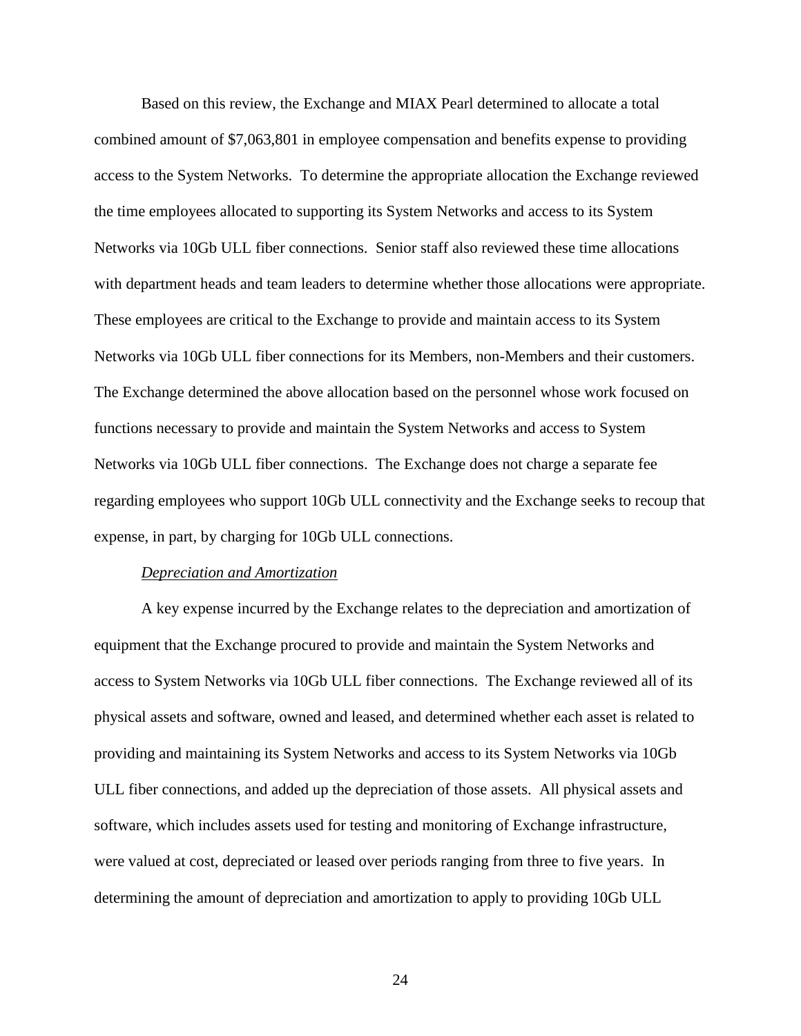Based on this review, the Exchange and MIAX Pearl determined to allocate a total combined amount of $7,063,801 in employee compensation and benefits expense to providing access to the System Networks. To determine the appropriate allocation the Exchange reviewed the time employees allocated to supporting its System Networks and access to its System Networks via 10Gb ULL fiber connections. Senior staff also reviewed these time allocations with department heads and team leaders to determine whether those allocations were appropriate. These employees are critical to the Exchange to provide and maintain access to its System Networks via 10Gb ULL fiber connections for its Members, non-Members and their customers. The Exchange determined the above allocation based on the personnel whose work focused on functions necessary to provide and maintain the System Networks and access to System Networks via 10Gb ULL fiber connections. The Exchange does not charge a separate fee regarding employees who support 10Gb ULL connectivity and the Exchange seeks to recoup that expense, in part, by charging for 10Gb ULL connections.

*Depreciation and Amortization*

A key expense incurred by the Exchange relates to the depreciation and amortization of equipment that the Exchange procured to provide and maintain the System Networks and access to System Networks via 10Gb ULL fiber connections. The Exchange reviewed all of its physical assets and software, owned and leased, and determined whether each asset is related to providing and maintaining its System Networks and access to its System Networks via 10Gb ULL fiber connections, and added up the depreciation of those assets. All physical assets and software, which includes assets used for testing and monitoring of Exchange infrastructure, were valued at cost, depreciated or leased over periods ranging from three to five years. In determining the amount of depreciation and amortization to apply to providing 10Gb ULL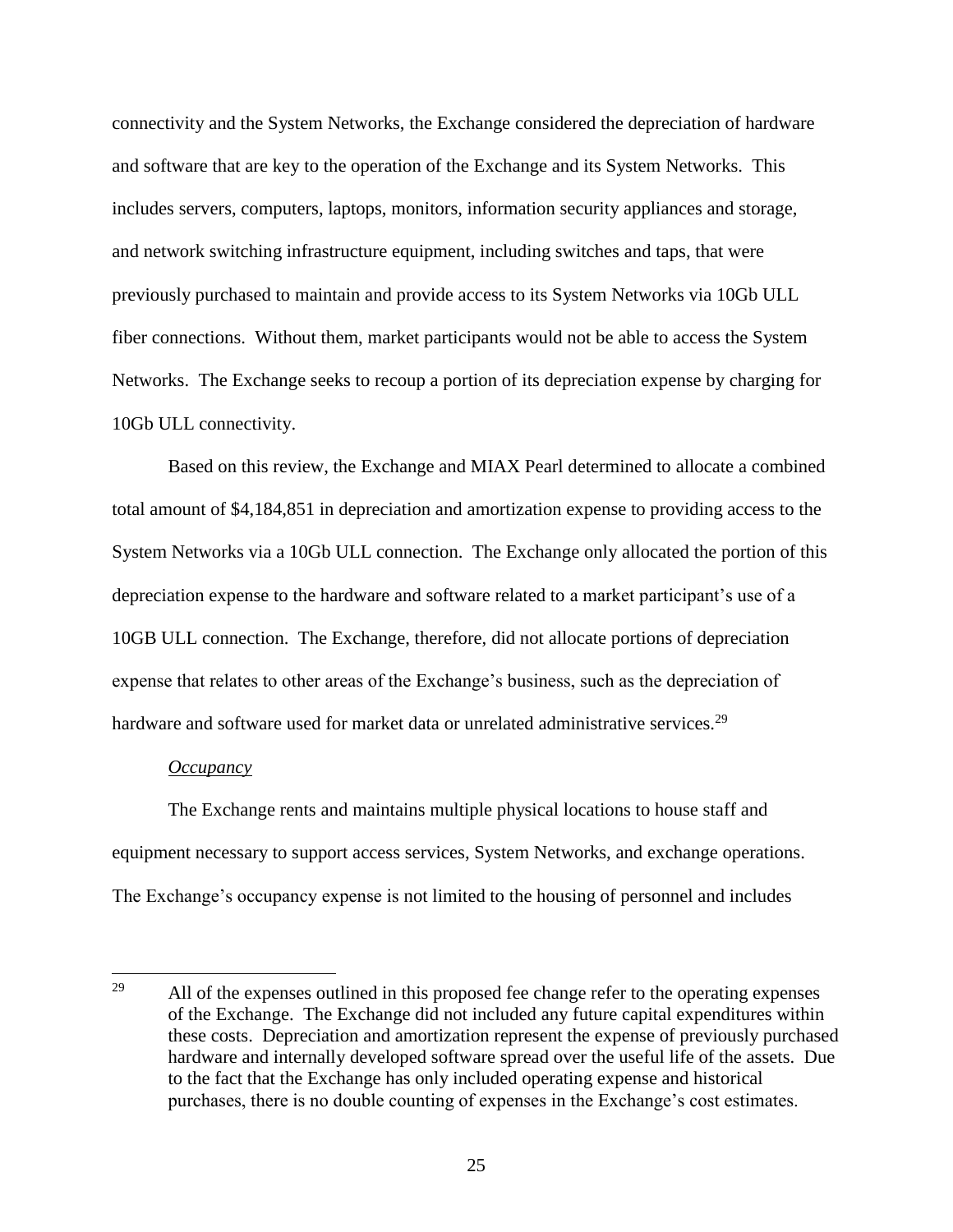connectivity and the System Networks, the Exchange considered the depreciation of hardware and software that are key to the operation of the Exchange and its System Networks. This includes servers, computers, laptops, monitors, information security appliances and storage, and network switching infrastructure equipment, including switches and taps, that were previously purchased to maintain and provide access to its System Networks via 10Gb ULL fiber connections. Without them, market participants would not be able to access the System Networks. The Exchange seeks to recoup a portion of its depreciation expense by charging for 10Gb ULL connectivity.

Based on this review, the Exchange and MIAX Pearl determined to allocate a combined total amount of $4,184,851 in depreciation and amortization expense to providing access to the System Networks via a 10Gb ULL connection. The Exchange only allocated the portion of this depreciation expense to the hardware and software related to a market participant's use of a 10GB ULL connection. The Exchange, therefore, did not allocate portions of depreciation expense that relates to other areas of the Exchange's business, such as the depreciation of hardware and software used for market data or unrelated administrative services.[29]

*Occupancy*

The Exchange rents and maintains multiple physical locations to house staff and equipment necessary to support access services, System Networks, and exchange operations. The Exchange's occupancy expense is not limited to the housing of personnel and includes

[29] All of the expenses outlined in this proposed fee change refer to the operating expenses of the Exchange. The Exchange did not included any future capital expenditures within these costs. Depreciation and amortization represent the expense of previously purchased hardware and internally developed software spread over the useful life of the assets. Due to the fact that the Exchange has only included operating expense and historical purchases, there is no double counting of expenses in the Exchange's cost estimates.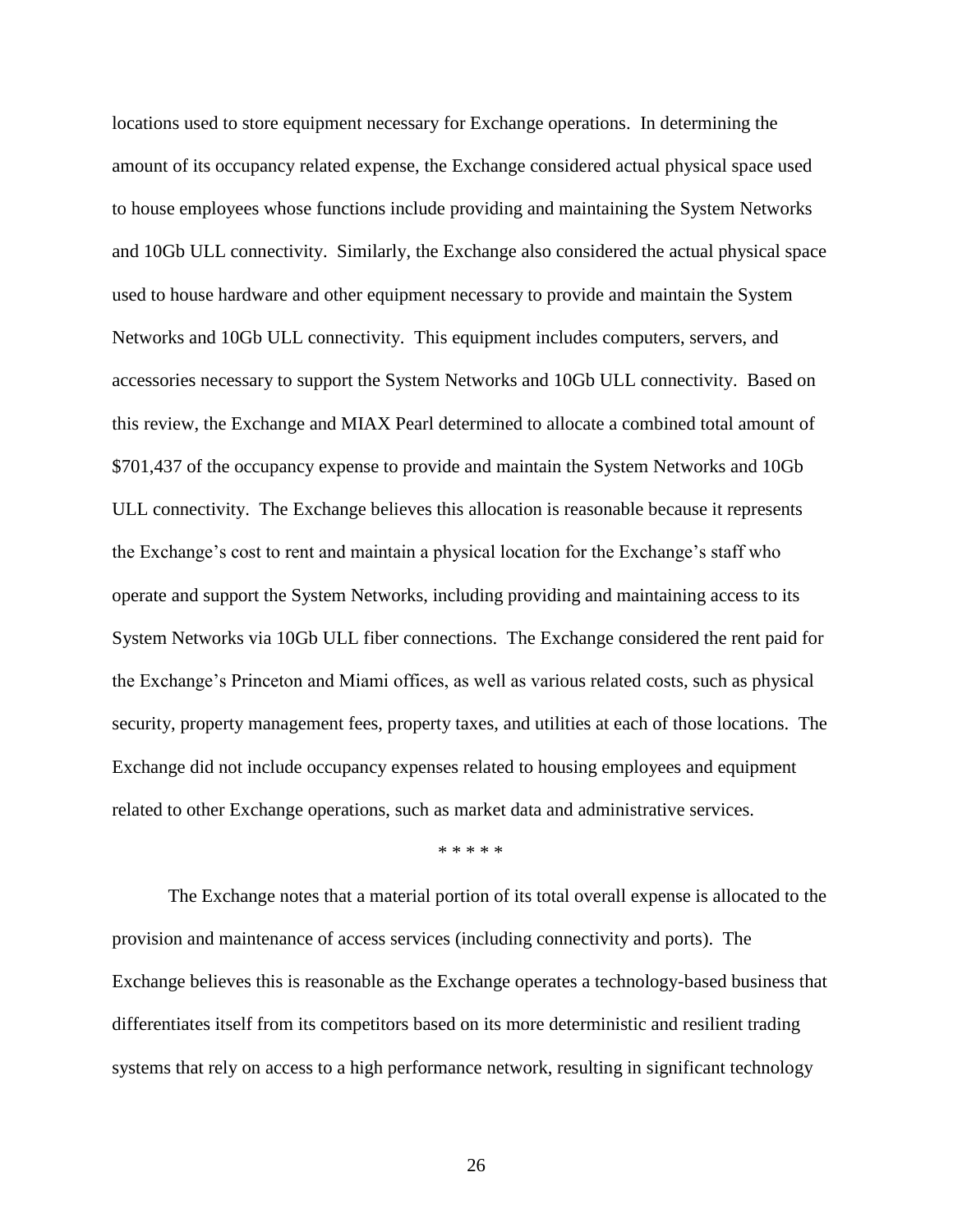locations used to store equipment necessary for Exchange operations. In determining the amount of its occupancy related expense, the Exchange considered actual physical space used to house employees whose functions include providing and maintaining the System Networks and 10Gb ULL connectivity. Similarly, the Exchange also considered the actual physical space used to house hardware and other equipment necessary to provide and maintain the System Networks and 10Gb ULL connectivity. This equipment includes computers, servers, and accessories necessary to support the System Networks and 10Gb ULL connectivity. Based on this review, the Exchange and MIAX Pearl determined to allocate a combined total amount of $701,437 of the occupancy expense to provide and maintain the System Networks and 10Gb ULL connectivity. The Exchange believes this allocation is reasonable because it represents the Exchange's cost to rent and maintain a physical location for the Exchange's staff who operate and support the System Networks, including providing and maintaining access to its System Networks via 10Gb ULL fiber connections. The Exchange considered the rent paid for the Exchange's Princeton and Miami offices, as well as various related costs, such as physical security, property management fees, property taxes, and utilities at each of those locations. The Exchange did not include occupancy expenses related to housing employees and equipment related to other Exchange operations, such as market data and administrative services.

\* \* \* \* \*

The Exchange notes that a material portion of its total overall expense is allocated to the provision and maintenance of access services (including connectivity and ports). The Exchange believes this is reasonable as the Exchange operates a technology-based business that differentiates itself from its competitors based on its more deterministic and resilient trading systems that rely on access to a high performance network, resulting in significant technology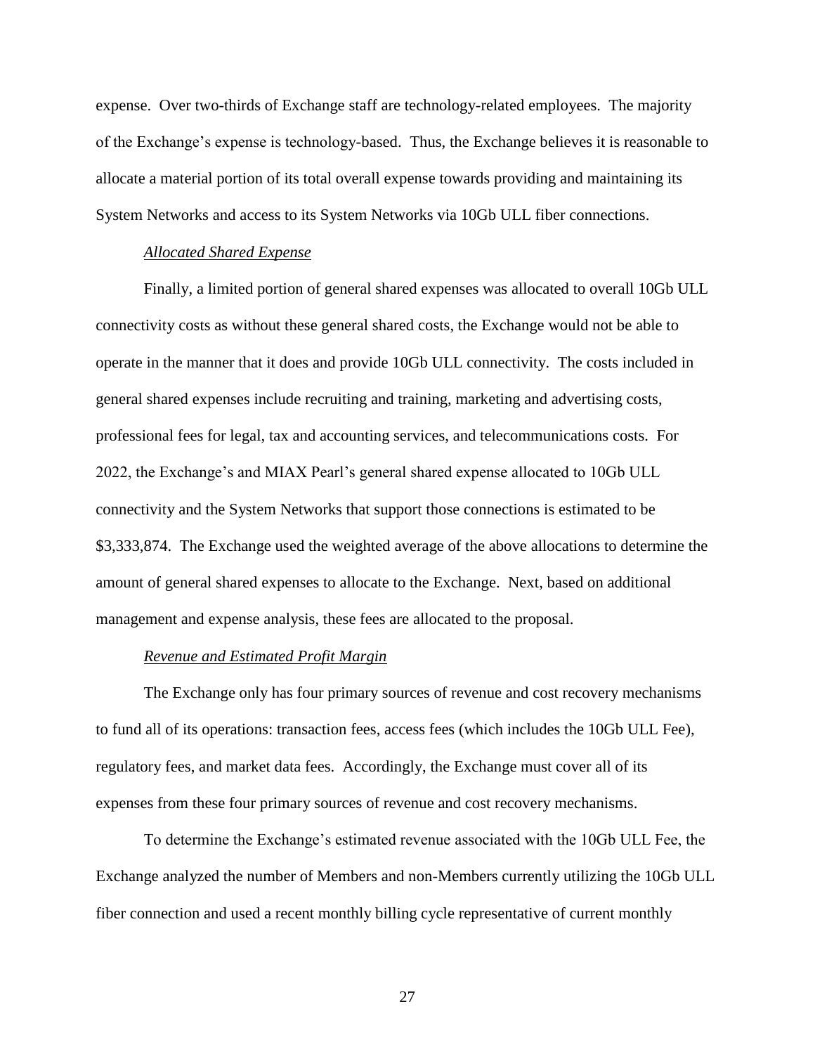expense. Over two-thirds of Exchange staff are technology-related employees. The majority of the Exchange's expense is technology-based. Thus, the Exchange believes it is reasonable to allocate a material portion of its total overall expense towards providing and maintaining its System Networks and access to its System Networks via 10Gb ULL fiber connections.

*Allocated Shared Expense*

Finally, a limited portion of general shared expenses was allocated to overall 10Gb ULL connectivity costs as without these general shared costs, the Exchange would not be able to operate in the manner that it does and provide 10Gb ULL connectivity. The costs included in general shared expenses include recruiting and training, marketing and advertising costs, professional fees for legal, tax and accounting services, and telecommunications costs. For 2022, the Exchange's and MIAX Pearl's general shared expense allocated to 10Gb ULL connectivity and the System Networks that support those connections is estimated to be $3,333,874. The Exchange used the weighted average of the above allocations to determine the amount of general shared expenses to allocate to the Exchange. Next, based on additional management and expense analysis, these fees are allocated to the proposal.

*Revenue and Estimated Profit Margin*

The Exchange only has four primary sources of revenue and cost recovery mechanisms to fund all of its operations: transaction fees, access fees (which includes the 10Gb ULL Fee), regulatory fees, and market data fees. Accordingly, the Exchange must cover all of its expenses from these four primary sources of revenue and cost recovery mechanisms.

To determine the Exchange's estimated revenue associated with the 10Gb ULL Fee, the Exchange analyzed the number of Members and non-Members currently utilizing the 10Gb ULL fiber connection and used a recent monthly billing cycle representative of current monthly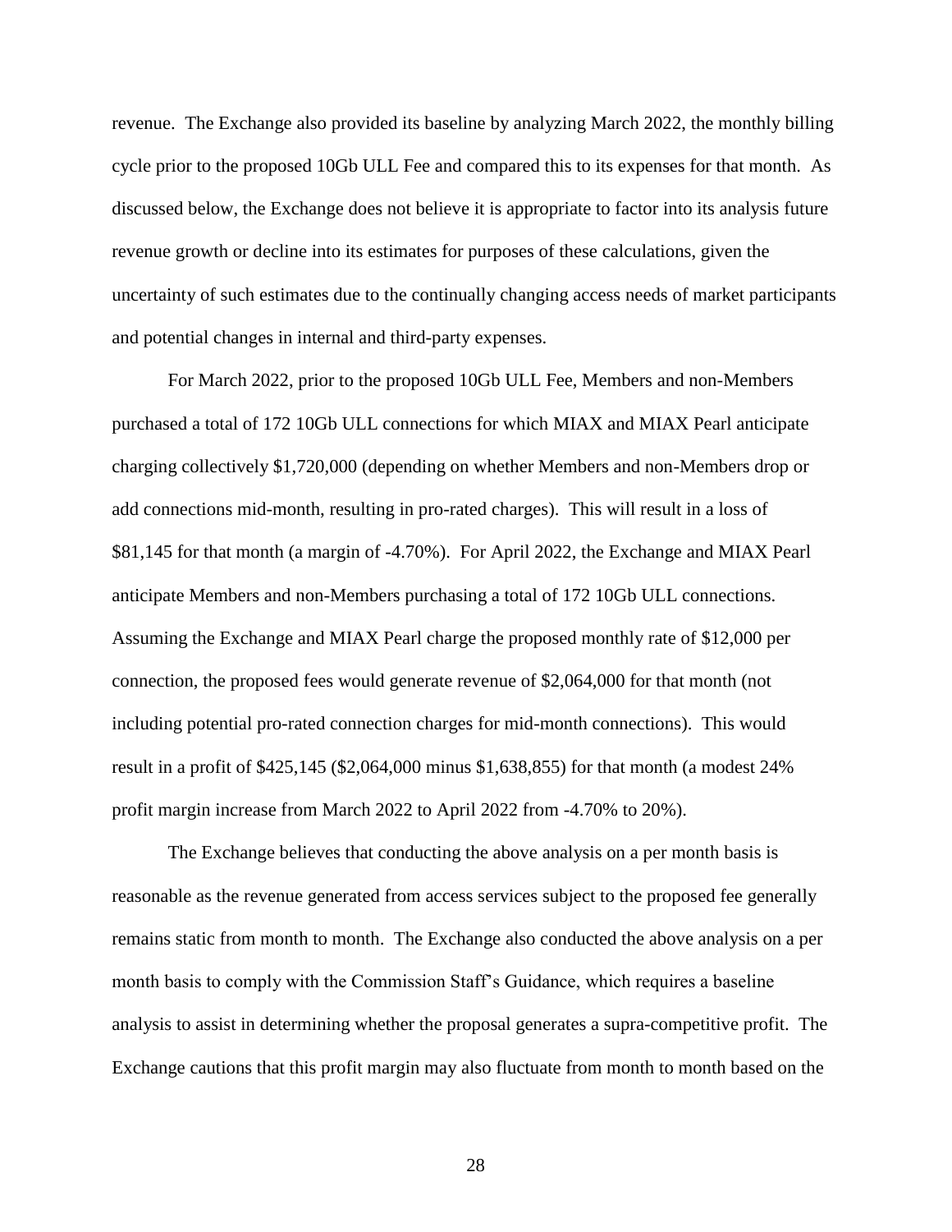revenue. The Exchange also provided its baseline by analyzing March 2022, the monthly billing cycle prior to the proposed 10Gb ULL Fee and compared this to its expenses for that month. As discussed below, the Exchange does not believe it is appropriate to factor into its analysis future revenue growth or decline into its estimates for purposes of these calculations, given the uncertainty of such estimates due to the continually changing access needs of market participants and potential changes in internal and third-party expenses.

For March 2022, prior to the proposed 10Gb ULL Fee, Members and non-Members purchased a total of 172 10Gb ULL connections for which MIAX and MIAX Pearl anticipate charging collectively $1,720,000 (depending on whether Members and non-Members drop or add connections mid-month, resulting in pro-rated charges). This will result in a loss of $81,145 for that month (a margin of -4.70%). For April 2022, the Exchange and MIAX Pearl anticipate Members and non-Members purchasing a total of 172 10Gb ULL connections. Assuming the Exchange and MIAX Pearl charge the proposed monthly rate of $12,000 per connection, the proposed fees would generate revenue of $2,064,000 for that month (not including potential pro-rated connection charges for mid-month connections). This would result in a profit of $425,145 ($2,064,000 minus $1,638,855) for that month (a modest 24% profit margin increase from March 2022 to April 2022 from -4.70% to 20%).

The Exchange believes that conducting the above analysis on a per month basis is reasonable as the revenue generated from access services subject to the proposed fee generally remains static from month to month. The Exchange also conducted the above analysis on a per month basis to comply with the Commission Staff's Guidance, which requires a baseline analysis to assist in determining whether the proposal generates a supra-competitive profit. The Exchange cautions that this profit margin may also fluctuate from month to month based on the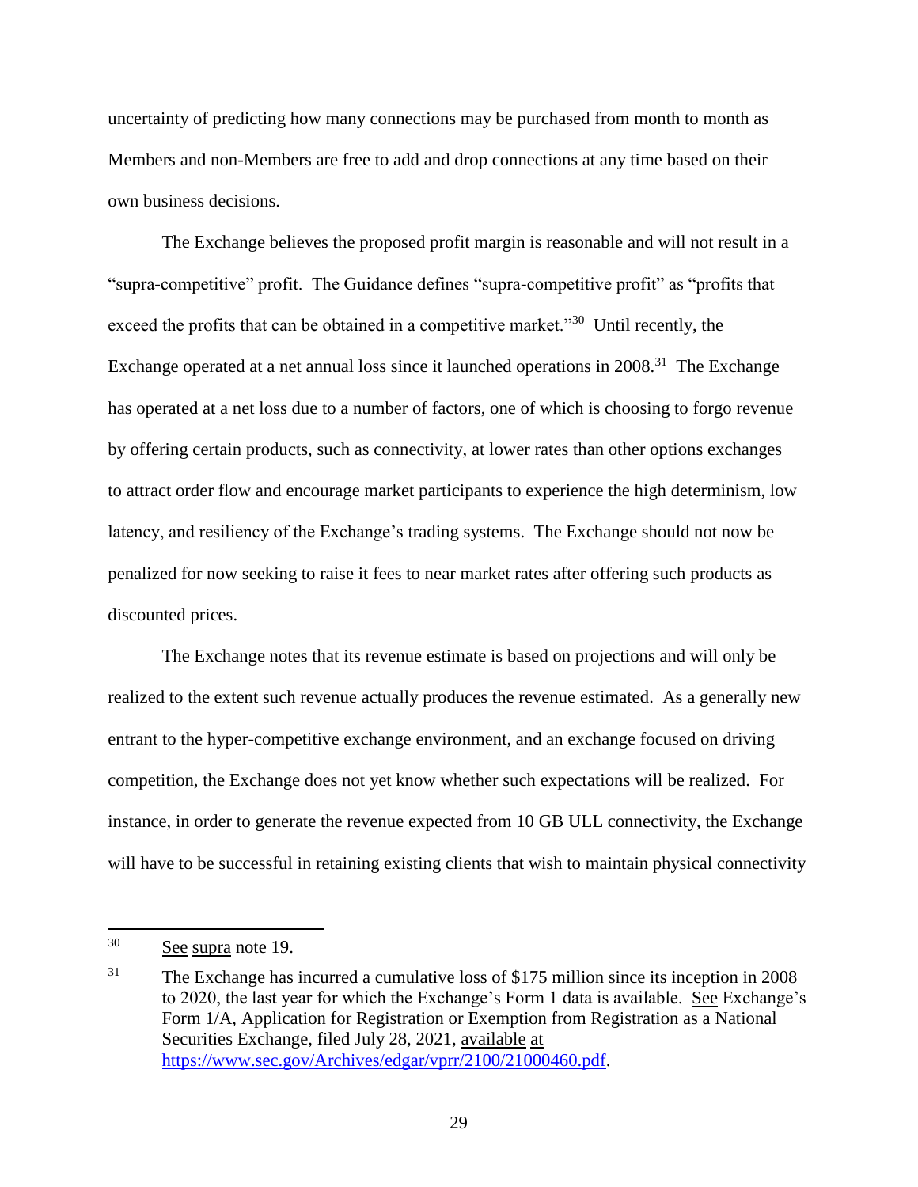uncertainty of predicting how many connections may be purchased from month to month as Members and non-Members are free to add and drop connections at any time based on their own business decisions.

The Exchange believes the proposed profit margin is reasonable and will not result in a "supra-competitive" profit. The Guidance defines "supra-competitive profit" as "profits that exceed the profits that can be obtained in a competitive market."[30] Until recently, the Exchange operated at a net annual loss since it launched operations in 2008.[31] The Exchange has operated at a net loss due to a number of factors, one of which is choosing to forgo revenue by offering certain products, such as connectivity, at lower rates than other options exchanges to attract order flow and encourage market participants to experience the high determinism, low latency, and resiliency of the Exchange's trading systems. The Exchange should not now be penalized for now seeking to raise it fees to near market rates after offering such products as discounted prices.

The Exchange notes that its revenue estimate is based on projections and will only be realized to the extent such revenue actually produces the revenue estimated. As a generally new entrant to the hyper-competitive exchange environment, and an exchange focused on driving competition, the Exchange does not yet know whether such expectations will be realized. For instance, in order to generate the revenue expected from 10 GB ULL connectivity, the Exchange will have to be successful in retaining existing clients that wish to maintain physical connectivity

---

[30] See supra note 19.

[31] The Exchange has incurred a cumulative loss of $175 million since its inception in 2008 to 2020, the last year for which the Exchange's Form 1 data is available. See Exchange's Form 1/A, Application for Registration or Exemption from Registration as a National Securities Exchange, filed July 28, 2021, available at https://www.sec.gov/Archives/edgar/vprr/2100/21000460.pdf.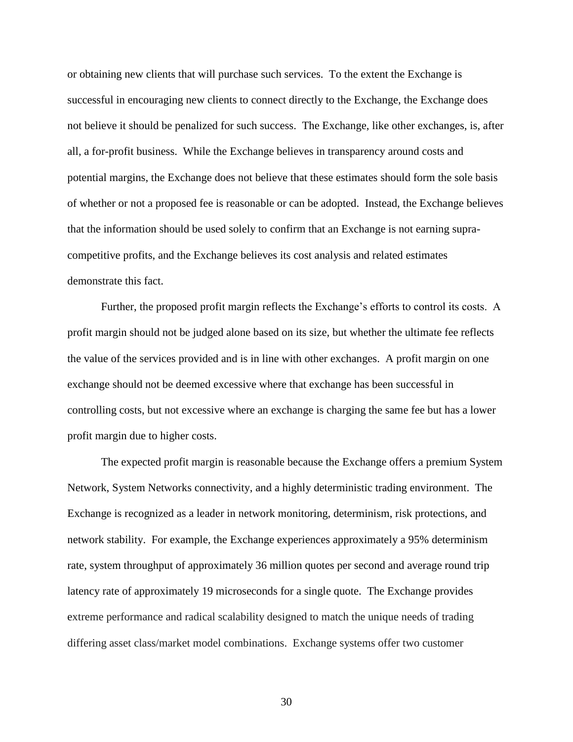or obtaining new clients that will purchase such services. To the extent the Exchange is successful in encouraging new clients to connect directly to the Exchange, the Exchange does not believe it should be penalized for such success. The Exchange, like other exchanges, is, after all, a for-profit business. While the Exchange believes in transparency around costs and potential margins, the Exchange does not believe that these estimates should form the sole basis of whether or not a proposed fee is reasonable or can be adopted. Instead, the Exchange believes that the information should be used solely to confirm that an Exchange is not earning supra-competitive profits, and the Exchange believes its cost analysis and related estimates demonstrate this fact.

Further, the proposed profit margin reflects the Exchange's efforts to control its costs. A profit margin should not be judged alone based on its size, but whether the ultimate fee reflects the value of the services provided and is in line with other exchanges. A profit margin on one exchange should not be deemed excessive where that exchange has been successful in controlling costs, but not excessive where an exchange is charging the same fee but has a lower profit margin due to higher costs.

The expected profit margin is reasonable because the Exchange offers a premium System Network, System Networks connectivity, and a highly deterministic trading environment. The Exchange is recognized as a leader in network monitoring, determinism, risk protections, and network stability. For example, the Exchange experiences approximately a 95% determinism rate, system throughput of approximately 36 million quotes per second and average round trip latency rate of approximately 19 microseconds for a single quote. The Exchange provides extreme performance and radical scalability designed to match the unique needs of trading differing asset class/market model combinations. Exchange systems offer two customer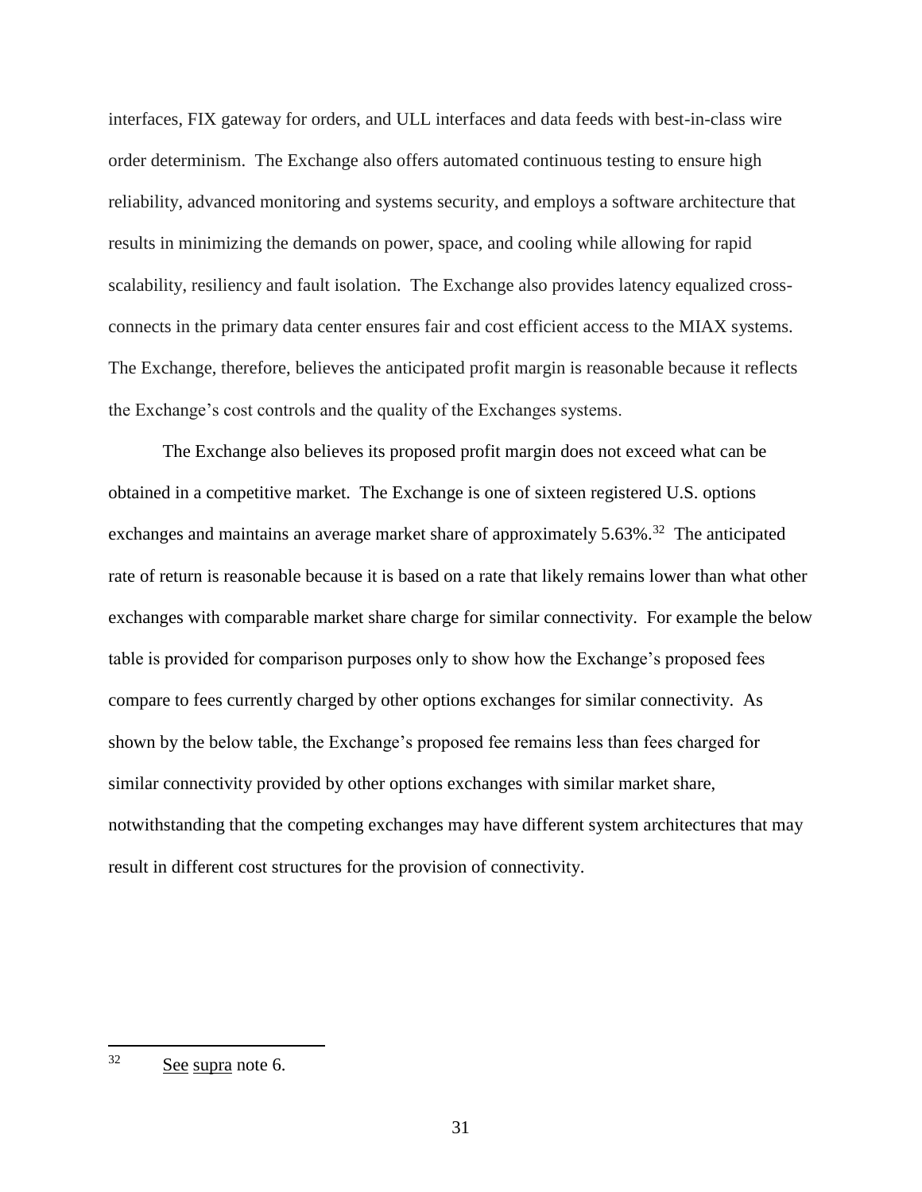interfaces, FIX gateway for orders, and ULL interfaces and data feeds with best-in-class wire order determinism. The Exchange also offers automated continuous testing to ensure high reliability, advanced monitoring and systems security, and employs a software architecture that results in minimizing the demands on power, space, and cooling while allowing for rapid scalability, resiliency and fault isolation. The Exchange also provides latency equalized cross-connects in the primary data center ensures fair and cost efficient access to the MIAX systems. The Exchange, therefore, believes the anticipated profit margin is reasonable because it reflects the Exchange's cost controls and the quality of the Exchanges systems.

The Exchange also believes its proposed profit margin does not exceed what can be obtained in a competitive market. The Exchange is one of sixteen registered U.S. options exchanges and maintains an average market share of approximately 5.63%.[32] The anticipated rate of return is reasonable because it is based on a rate that likely remains lower than what other exchanges with comparable market share charge for similar connectivity. For example the below table is provided for comparison purposes only to show how the Exchange's proposed fees compare to fees currently charged by other options exchanges for similar connectivity. As shown by the below table, the Exchange's proposed fee remains less than fees charged for similar connectivity provided by other options exchanges with similar market share, notwithstanding that the competing exchanges may have different system architectures that may result in different cost structures for the provision of connectivity.

---

[32] See supra note 6.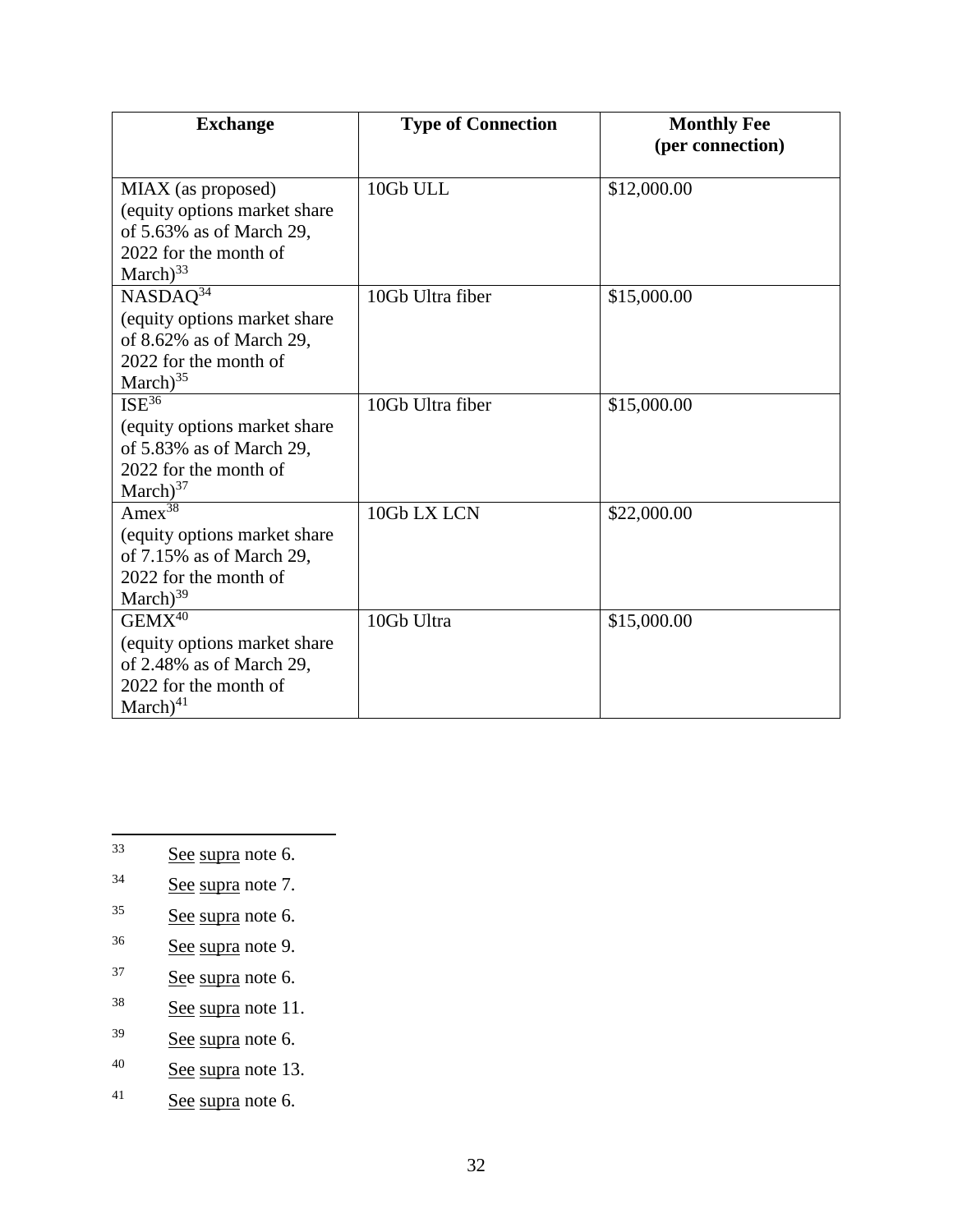| Exchange | Type of Connection | Monthly Fee (per connection) |
|---|---|---|
| MIAX (as proposed) (equity options market share of 5.63% as of March 29, 2022 for the month of March)[33] | 10Gb ULL | $12,000.00 |
| NASDAQ[34] (equity options market share of 8.62% as of March 29, 2022 for the month of March)[35] | 10Gb Ultra fiber | $15,000.00 |
| ISE[36] (equity options market share of 5.83% as of March 29, 2022 for the month of March)[37] | 10Gb Ultra fiber | $15,000.00 |
| Amex[38] (equity options market share of 7.15% as of March 29, 2022 for the month of March)[39] | 10Gb LX LCN | $22,000.00 |
| GEMX[40] (equity options market share of 2.48% as of March 29, 2022 for the month of March)[41] | 10Gb Ultra | $15,000.00 |

---

[33] See supra note 6.

[34] See supra note 7.

[35] See supra note 6.

[36] See supra note 9.

[37] See supra note 6.

[38] See supra note 11.

[39] See supra note 6.

[40] See supra note 13.

[41] See supra note 6.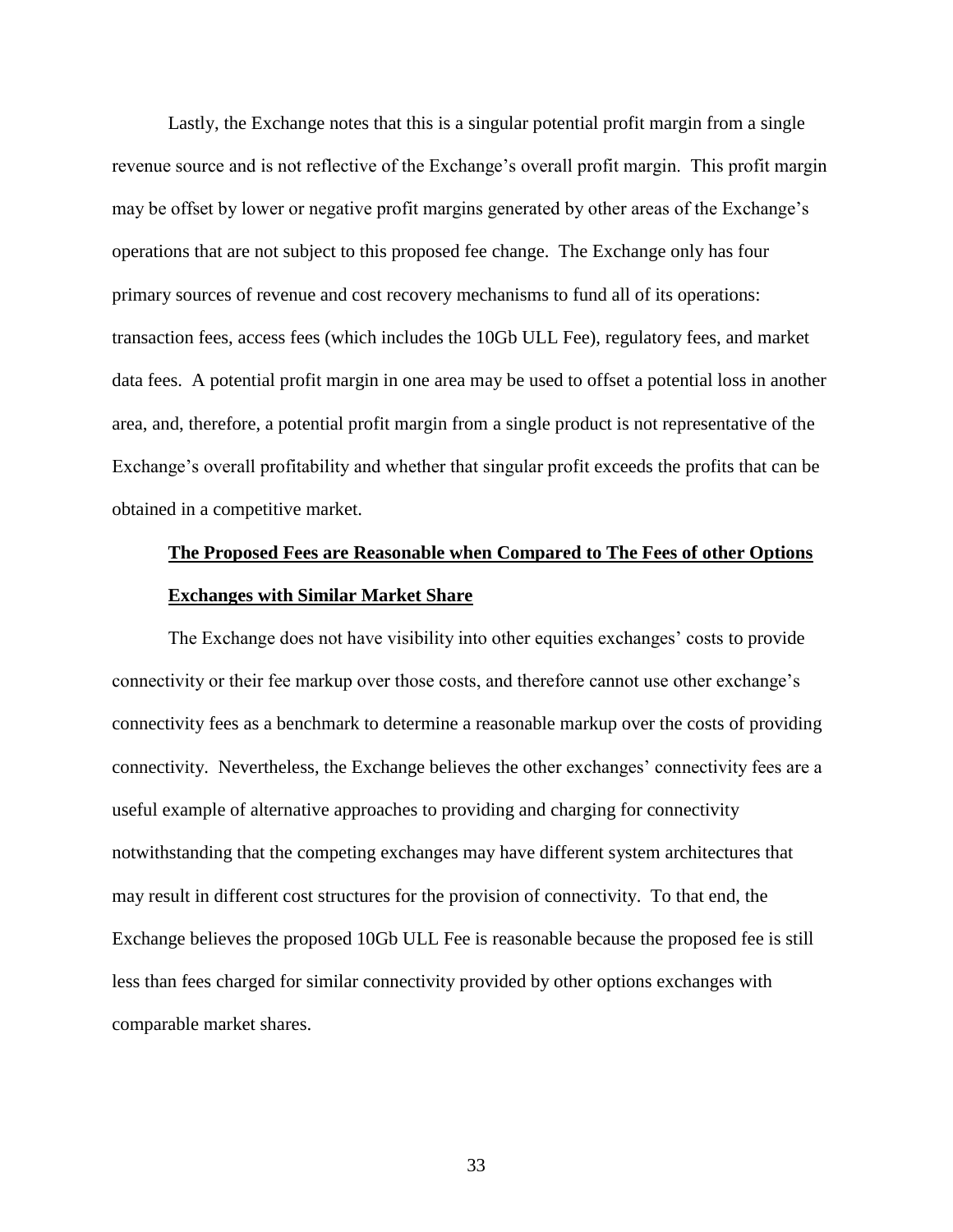Lastly, the Exchange notes that this is a singular potential profit margin from a single revenue source and is not reflective of the Exchange's overall profit margin. This profit margin may be offset by lower or negative profit margins generated by other areas of the Exchange's operations that are not subject to this proposed fee change. The Exchange only has four primary sources of revenue and cost recovery mechanisms to fund all of its operations: transaction fees, access fees (which includes the 10Gb ULL Fee), regulatory fees, and market data fees. A potential profit margin in one area may be used to offset a potential loss in another area, and, therefore, a potential profit margin from a single product is not representative of the Exchange's overall profitability and whether that singular profit exceeds the profits that can be obtained in a competitive market.

**The Proposed Fees are Reasonable when Compared to The Fees of other Options Exchanges with Similar Market Share**

The Exchange does not have visibility into other equities exchanges' costs to provide connectivity or their fee markup over those costs, and therefore cannot use other exchange's connectivity fees as a benchmark to determine a reasonable markup over the costs of providing connectivity. Nevertheless, the Exchange believes the other exchanges' connectivity fees are a useful example of alternative approaches to providing and charging for connectivity notwithstanding that the competing exchanges may have different system architectures that may result in different cost structures for the provision of connectivity. To that end, the Exchange believes the proposed 10Gb ULL Fee is reasonable because the proposed fee is still less than fees charged for similar connectivity provided by other options exchanges with comparable market shares.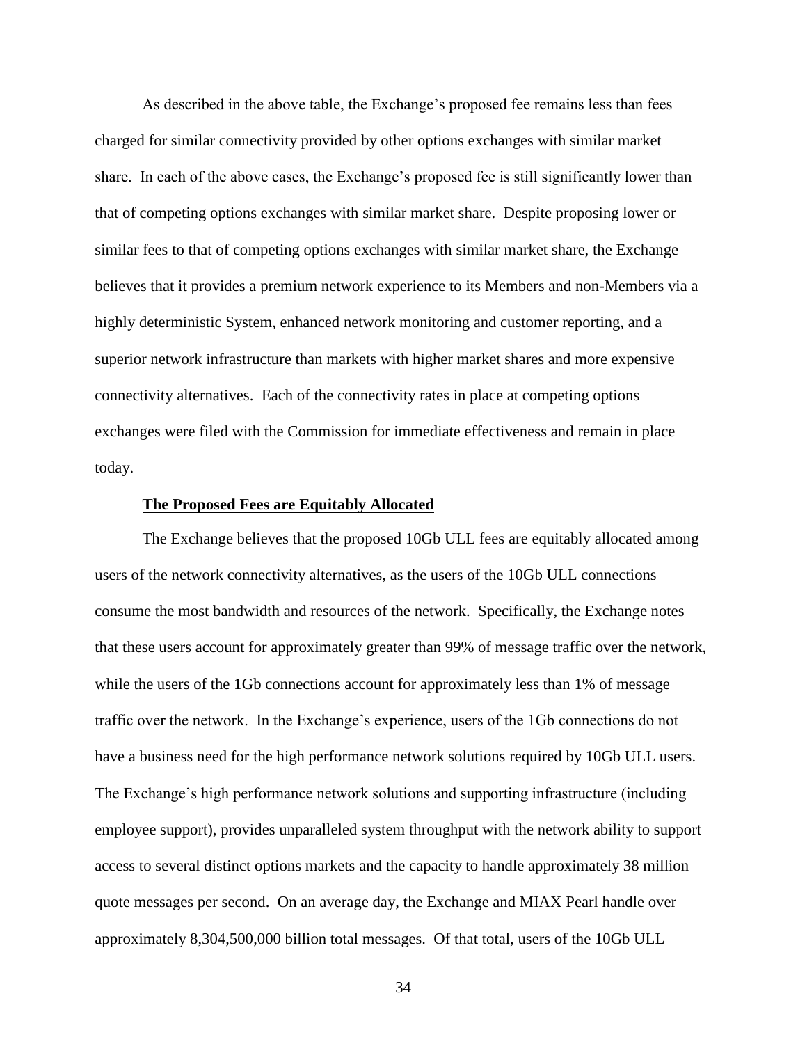As described in the above table, the Exchange's proposed fee remains less than fees charged for similar connectivity provided by other options exchanges with similar market share. In each of the above cases, the Exchange's proposed fee is still significantly lower than that of competing options exchanges with similar market share. Despite proposing lower or similar fees to that of competing options exchanges with similar market share, the Exchange believes that it provides a premium network experience to its Members and non-Members via a highly deterministic System, enhanced network monitoring and customer reporting, and a superior network infrastructure than markets with higher market shares and more expensive connectivity alternatives. Each of the connectivity rates in place at competing options exchanges were filed with the Commission for immediate effectiveness and remain in place today.

**The Proposed Fees are Equitably Allocated**

The Exchange believes that the proposed 10Gb ULL fees are equitably allocated among users of the network connectivity alternatives, as the users of the 10Gb ULL connections consume the most bandwidth and resources of the network. Specifically, the Exchange notes that these users account for approximately greater than 99% of message traffic over the network, while the users of the 1Gb connections account for approximately less than 1% of message traffic over the network. In the Exchange's experience, users of the 1Gb connections do not have a business need for the high performance network solutions required by 10Gb ULL users. The Exchange's high performance network solutions and supporting infrastructure (including employee support), provides unparalleled system throughput with the network ability to support access to several distinct options markets and the capacity to handle approximately 38 million quote messages per second. On an average day, the Exchange and MIAX Pearl handle over approximately 8,304,500,000 billion total messages. Of that total, users of the 10Gb ULL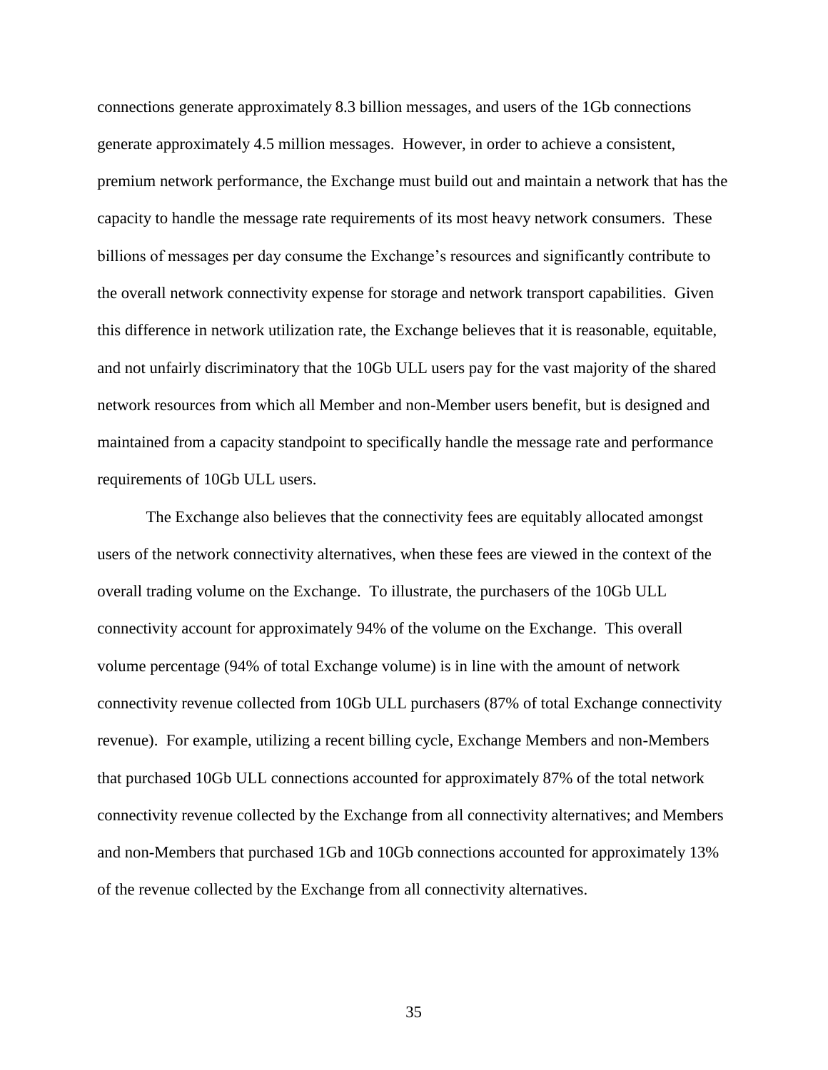connections generate approximately 8.3 billion messages, and users of the 1Gb connections generate approximately 4.5 million messages. However, in order to achieve a consistent, premium network performance, the Exchange must build out and maintain a network that has the capacity to handle the message rate requirements of its most heavy network consumers. These billions of messages per day consume the Exchange's resources and significantly contribute to the overall network connectivity expense for storage and network transport capabilities. Given this difference in network utilization rate, the Exchange believes that it is reasonable, equitable, and not unfairly discriminatory that the 10Gb ULL users pay for the vast majority of the shared network resources from which all Member and non-Member users benefit, but is designed and maintained from a capacity standpoint to specifically handle the message rate and performance requirements of 10Gb ULL users.

The Exchange also believes that the connectivity fees are equitably allocated amongst users of the network connectivity alternatives, when these fees are viewed in the context of the overall trading volume on the Exchange. To illustrate, the purchasers of the 10Gb ULL connectivity account for approximately 94% of the volume on the Exchange. This overall volume percentage (94% of total Exchange volume) is in line with the amount of network connectivity revenue collected from 10Gb ULL purchasers (87% of total Exchange connectivity revenue). For example, utilizing a recent billing cycle, Exchange Members and non-Members that purchased 10Gb ULL connections accounted for approximately 87% of the total network connectivity revenue collected by the Exchange from all connectivity alternatives; and Members and non-Members that purchased 1Gb and 10Gb connections accounted for approximately 13% of the revenue collected by the Exchange from all connectivity alternatives.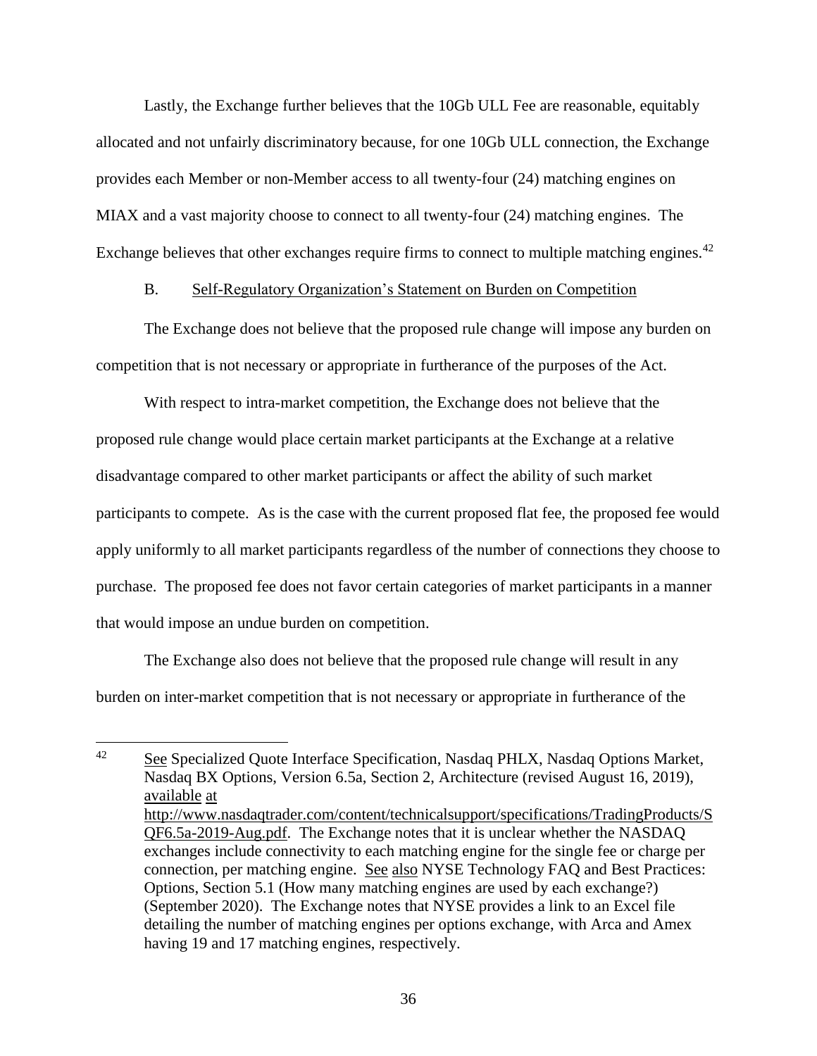Lastly, the Exchange further believes that the 10Gb ULL Fee are reasonable, equitably allocated and not unfairly discriminatory because, for one 10Gb ULL connection, the Exchange provides each Member or non-Member access to all twenty-four (24) matching engines on MIAX and a vast majority choose to connect to all twenty-four (24) matching engines. The Exchange believes that other exchanges require firms to connect to multiple matching engines.[42]

B. Self-Regulatory Organization's Statement on Burden on Competition

The Exchange does not believe that the proposed rule change will impose any burden on competition that is not necessary or appropriate in furtherance of the purposes of the Act.

With respect to intra-market competition, the Exchange does not believe that the proposed rule change would place certain market participants at the Exchange at a relative disadvantage compared to other market participants or affect the ability of such market participants to compete. As is the case with the current proposed flat fee, the proposed fee would apply uniformly to all market participants regardless of the number of connections they choose to purchase. The proposed fee does not favor certain categories of market participants in a manner that would impose an undue burden on competition.

The Exchange also does not believe that the proposed rule change will result in any burden on inter-market competition that is not necessary or appropriate in furtherance of the

---

[42] See Specialized Quote Interface Specification, Nasdaq PHLX, Nasdaq Options Market, Nasdaq BX Options, Version 6.5a, Section 2, Architecture (revised August 16, 2019), available at http://www.nasdaqtrader.com/content/technicalsupport/specifications/TradingProducts/SQF6.5a-2019-Aug.pdf. The Exchange notes that it is unclear whether the NASDAQ exchanges include connectivity to each matching engine for the single fee or charge per connection, per matching engine. See also NYSE Technology FAQ and Best Practices: Options, Section 5.1 (How many matching engines are used by each exchange?) (September 2020). The Exchange notes that NYSE provides a link to an Excel file detailing the number of matching engines per options exchange, with Arca and Amex having 19 and 17 matching engines, respectively.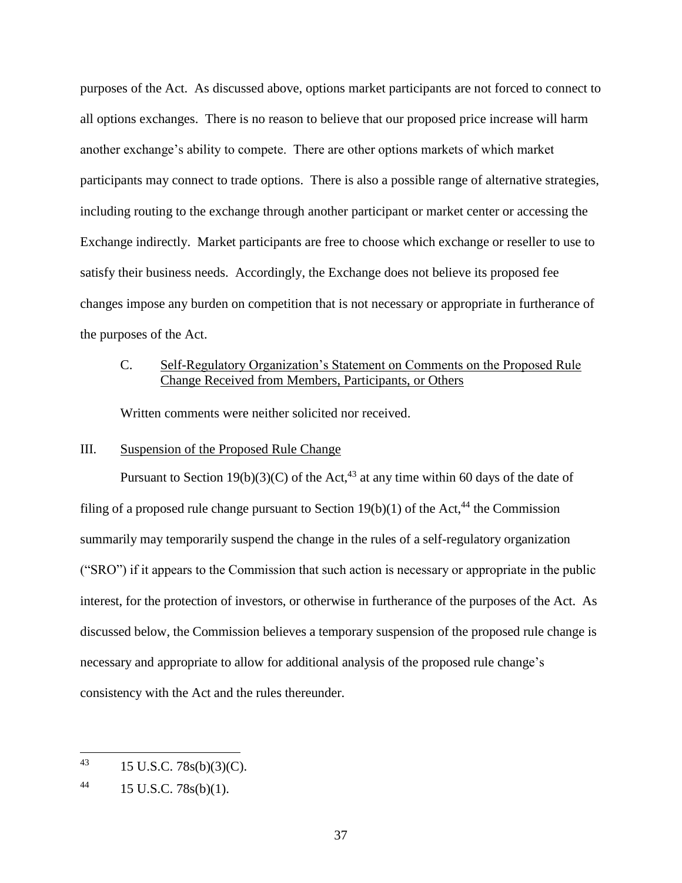purposes of the Act. As discussed above, options market participants are not forced to connect to all options exchanges. There is no reason to believe that our proposed price increase will harm another exchange's ability to compete. There are other options markets of which market participants may connect to trade options. There is also a possible range of alternative strategies, including routing to the exchange through another participant or market center or accessing the Exchange indirectly. Market participants are free to choose which exchange or reseller to use to satisfy their business needs. Accordingly, the Exchange does not believe its proposed fee changes impose any burden on competition that is not necessary or appropriate in furtherance of the purposes of the Act.

C. Self-Regulatory Organization's Statement on Comments on the Proposed Rule Change Received from Members, Participants, or Others

Written comments were neither solicited nor received.

## III. Suspension of the Proposed Rule Change

Pursuant to Section 19(b)(3)(C) of the Act,[43] at any time within 60 days of the date of filing of a proposed rule change pursuant to Section 19(b)(1) of the Act,[44] the Commission summarily may temporarily suspend the change in the rules of a self-regulatory organization ("SRO") if it appears to the Commission that such action is necessary or appropriate in the public interest, for the protection of investors, or otherwise in furtherance of the purposes of the Act. As discussed below, the Commission believes a temporary suspension of the proposed rule change is necessary and appropriate to allow for additional analysis of the proposed rule change's consistency with the Act and the rules thereunder.

---

[43] 15 U.S.C. 78s(b)(3)(C).

[44] 15 U.S.C. 78s(b)(1).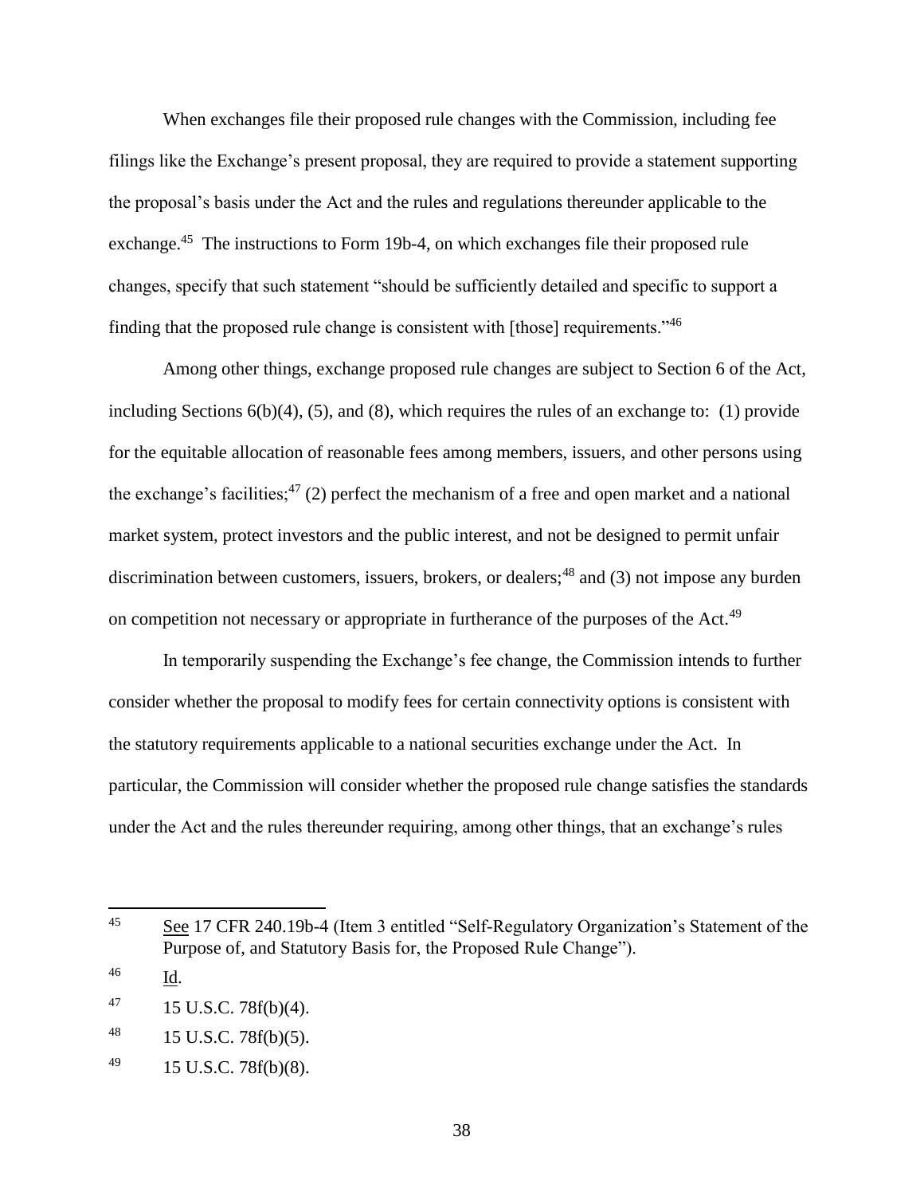When exchanges file their proposed rule changes with the Commission, including fee filings like the Exchange's present proposal, they are required to provide a statement supporting the proposal's basis under the Act and the rules and regulations thereunder applicable to the exchange.[45] The instructions to Form 19b-4, on which exchanges file their proposed rule changes, specify that such statement "should be sufficiently detailed and specific to support a finding that the proposed rule change is consistent with [those] requirements."[46]

Among other things, exchange proposed rule changes are subject to Section 6 of the Act, including Sections 6(b)(4), (5), and (8), which requires the rules of an exchange to: (1) provide for the equitable allocation of reasonable fees among members, issuers, and other persons using the exchange's facilities;[47] (2) perfect the mechanism of a free and open market and a national market system, protect investors and the public interest, and not be designed to permit unfair discrimination between customers, issuers, brokers, or dealers;[48] and (3) not impose any burden on competition not necessary or appropriate in furtherance of the purposes of the Act.[49]

In temporarily suspending the Exchange's fee change, the Commission intends to further consider whether the proposal to modify fees for certain connectivity options is consistent with the statutory requirements applicable to a national securities exchange under the Act. In particular, the Commission will consider whether the proposed rule change satisfies the standards under the Act and the rules thereunder requiring, among other things, that an exchange's rules

---

[45] See 17 CFR 240.19b-4 (Item 3 entitled "Self-Regulatory Organization's Statement of the Purpose of, and Statutory Basis for, the Proposed Rule Change").

[46] Id.

[47] 15 U.S.C. 78f(b)(4).

[48] 15 U.S.C. 78f(b)(5).

[49] 15 U.S.C. 78f(b)(8).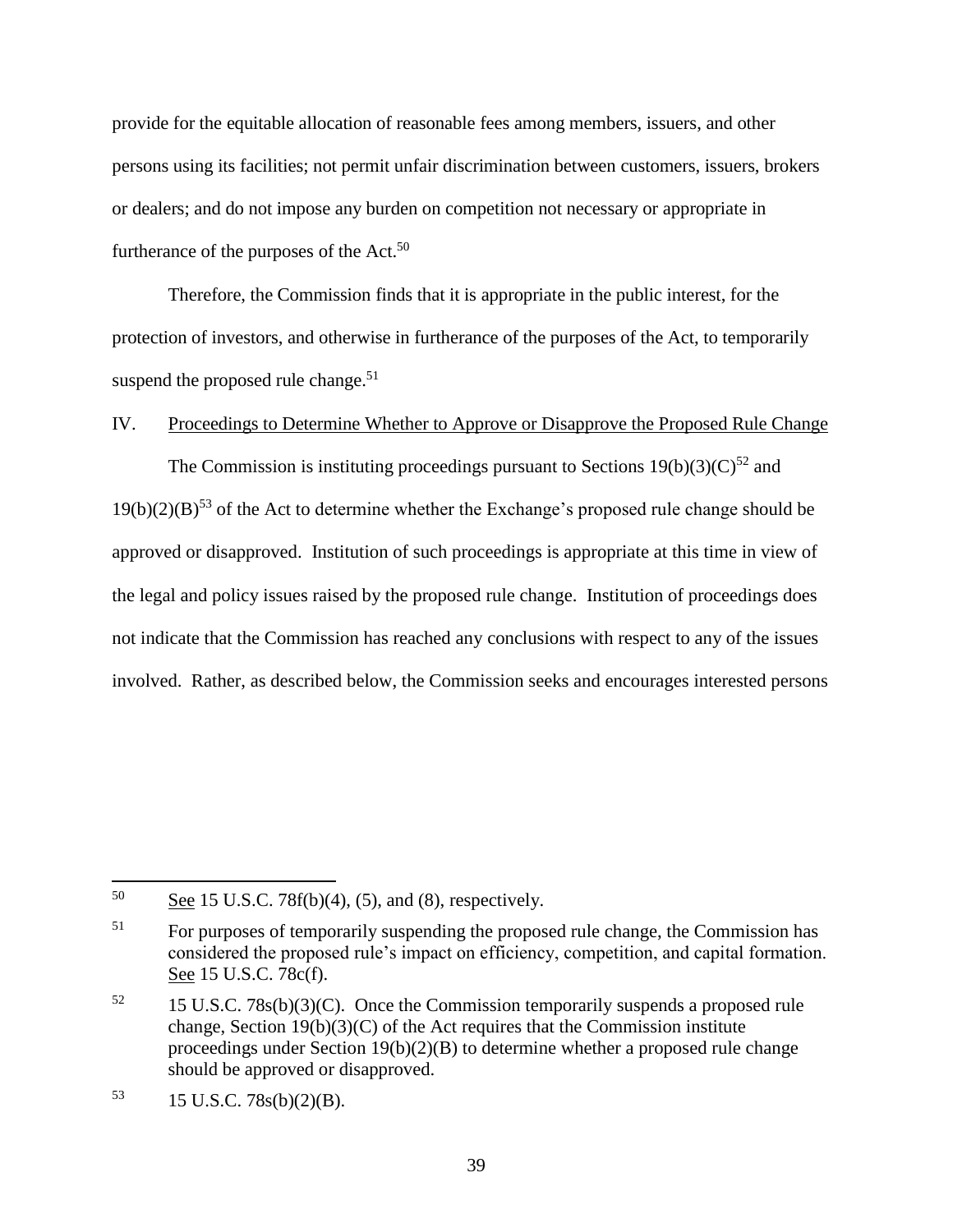provide for the equitable allocation of reasonable fees among members, issuers, and other persons using its facilities; not permit unfair discrimination between customers, issuers, brokers or dealers; and do not impose any burden on competition not necessary or appropriate in furtherance of the purposes of the Act.[50]

Therefore, the Commission finds that it is appropriate in the public interest, for the protection of investors, and otherwise in furtherance of the purposes of the Act, to temporarily suspend the proposed rule change.[51]

## IV. Proceedings to Determine Whether to Approve or Disapprove the Proposed Rule Change

The Commission is instituting proceedings pursuant to Sections 19(b)(3)(C)[52] and 19(b)(2)(B)[53] of the Act to determine whether the Exchange's proposed rule change should be approved or disapproved. Institution of such proceedings is appropriate at this time in view of the legal and policy issues raised by the proposed rule change. Institution of proceedings does not indicate that the Commission has reached any conclusions with respect to any of the issues involved. Rather, as described below, the Commission seeks and encourages interested persons

---

[50] See 15 U.S.C. 78f(b)(4), (5), and (8), respectively.

[51] For purposes of temporarily suspending the proposed rule change, the Commission has considered the proposed rule's impact on efficiency, competition, and capital formation. See 15 U.S.C. 78c(f).

[52] 15 U.S.C. 78s(b)(3)(C). Once the Commission temporarily suspends a proposed rule change, Section 19(b)(3)(C) of the Act requires that the Commission institute proceedings under Section 19(b)(2)(B) to determine whether a proposed rule change should be approved or disapproved.

[53] 15 U.S.C. 78s(b)(2)(B).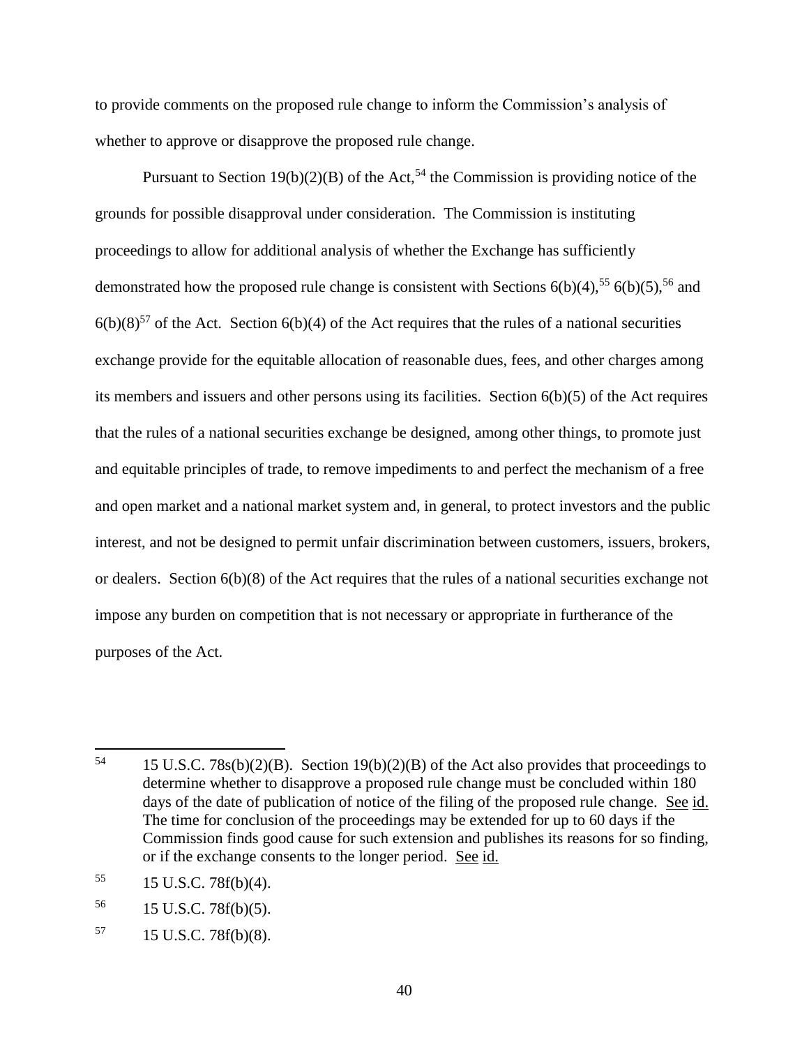to provide comments on the proposed rule change to inform the Commission's analysis of whether to approve or disapprove the proposed rule change.

Pursuant to Section 19(b)(2)(B) of the Act,[54] the Commission is providing notice of the grounds for possible disapproval under consideration. The Commission is instituting proceedings to allow for additional analysis of whether the Exchange has sufficiently demonstrated how the proposed rule change is consistent with Sections 6(b)(4),[55] 6(b)(5),[56] and 6(b)(8)[57] of the Act. Section 6(b)(4) of the Act requires that the rules of a national securities exchange provide for the equitable allocation of reasonable dues, fees, and other charges among its members and issuers and other persons using its facilities. Section 6(b)(5) of the Act requires that the rules of a national securities exchange be designed, among other things, to promote just and equitable principles of trade, to remove impediments to and perfect the mechanism of a free and open market and a national market system and, in general, to protect investors and the public interest, and not be designed to permit unfair discrimination between customers, issuers, brokers, or dealers. Section 6(b)(8) of the Act requires that the rules of a national securities exchange not impose any burden on competition that is not necessary or appropriate in furtherance of the purposes of the Act.

---

[54] 15 U.S.C. 78s(b)(2)(B). Section 19(b)(2)(B) of the Act also provides that proceedings to determine whether to disapprove a proposed rule change must be concluded within 180 days of the date of publication of notice of the filing of the proposed rule change. See id. The time for conclusion of the proceedings may be extended for up to 60 days if the Commission finds good cause for such extension and publishes its reasons for so finding, or if the exchange consents to the longer period. See id.

[55] 15 U.S.C. 78f(b)(4).

[56] 15 U.S.C. 78f(b)(5).

[57] 15 U.S.C. 78f(b)(8).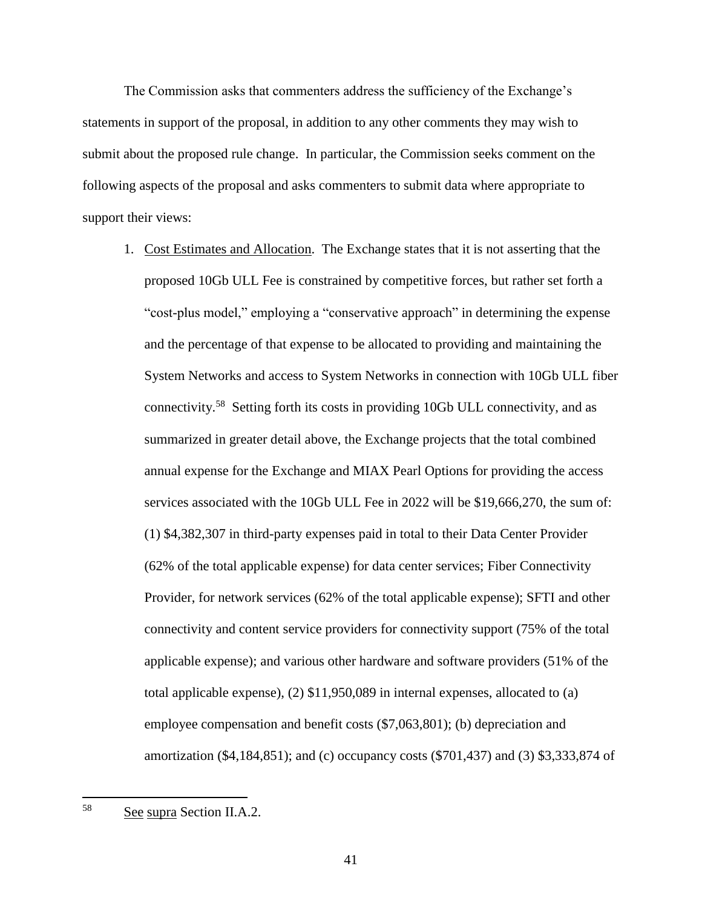The Commission asks that commenters address the sufficiency of the Exchange's statements in support of the proposal, in addition to any other comments they may wish to submit about the proposed rule change. In particular, the Commission seeks comment on the following aspects of the proposal and asks commenters to submit data where appropriate to support their views:

1. Cost Estimates and Allocation. The Exchange states that it is not asserting that the proposed 10Gb ULL Fee is constrained by competitive forces, but rather set forth a "cost-plus model," employing a "conservative approach" in determining the expense and the percentage of that expense to be allocated to providing and maintaining the System Networks and access to System Networks in connection with 10Gb ULL fiber connectivity.[58] Setting forth its costs in providing 10Gb ULL connectivity, and as summarized in greater detail above, the Exchange projects that the total combined annual expense for the Exchange and MIAX Pearl Options for providing the access services associated with the 10Gb ULL Fee in 2022 will be $19,666,270, the sum of: (1) $4,382,307 in third-party expenses paid in total to their Data Center Provider (62% of the total applicable expense) for data center services; Fiber Connectivity Provider, for network services (62% of the total applicable expense); SFTI and other connectivity and content service providers for connectivity support (75% of the total applicable expense); and various other hardware and software providers (51% of the total applicable expense), (2) $11,950,089 in internal expenses, allocated to (a) employee compensation and benefit costs ($7,063,801); (b) depreciation and amortization ($4,184,851); and (c) occupancy costs ($701,437) and (3) $3,333,874 of

---

[58] See supra Section II.A.2.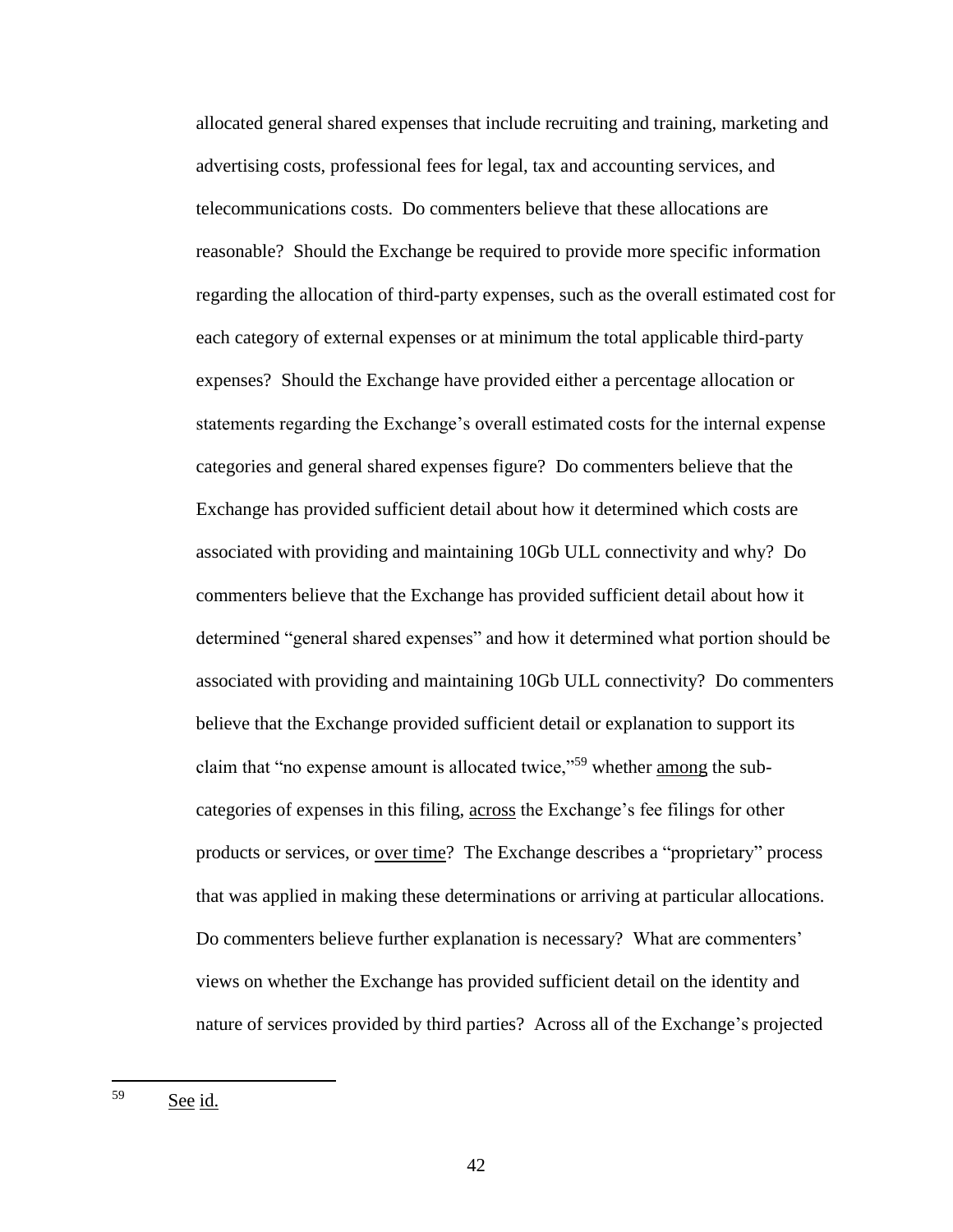allocated general shared expenses that include recruiting and training, marketing and advertising costs, professional fees for legal, tax and accounting services, and telecommunications costs. Do commenters believe that these allocations are reasonable? Should the Exchange be required to provide more specific information regarding the allocation of third-party expenses, such as the overall estimated cost for each category of external expenses or at minimum the total applicable third-party expenses? Should the Exchange have provided either a percentage allocation or statements regarding the Exchange's overall estimated costs for the internal expense categories and general shared expenses figure? Do commenters believe that the Exchange has provided sufficient detail about how it determined which costs are associated with providing and maintaining 10Gb ULL connectivity and why? Do commenters believe that the Exchange has provided sufficient detail about how it determined "general shared expenses" and how it determined what portion should be associated with providing and maintaining 10Gb ULL connectivity? Do commenters believe that the Exchange provided sufficient detail or explanation to support its claim that "no expense amount is allocated twice,"[59] whether among the sub-categories of expenses in this filing, across the Exchange's fee filings for other products or services, or over time? The Exchange describes a "proprietary" process that was applied in making these determinations or arriving at particular allocations. Do commenters believe further explanation is necessary? What are commenters' views on whether the Exchange has provided sufficient detail on the identity and nature of services provided by third parties? Across all of the Exchange's projected

---

[59] See id.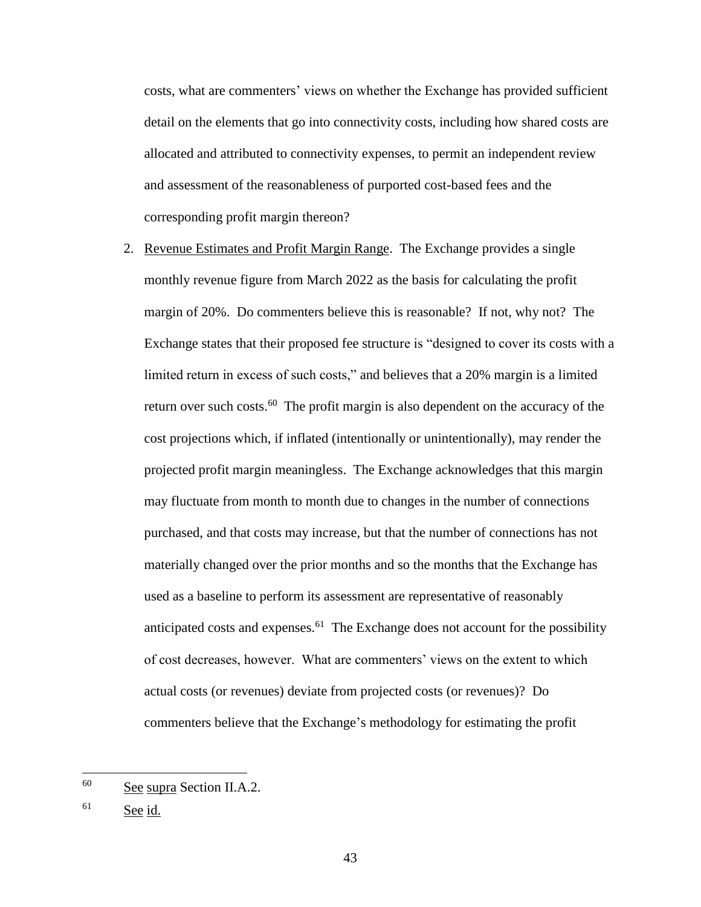costs, what are commenters' views on whether the Exchange has provided sufficient detail on the elements that go into connectivity costs, including how shared costs are allocated and attributed to connectivity expenses, to permit an independent review and assessment of the reasonableness of purported cost-based fees and the corresponding profit margin thereon?

2. Revenue Estimates and Profit Margin Range. The Exchange provides a single monthly revenue figure from March 2022 as the basis for calculating the profit margin of 20%. Do commenters believe this is reasonable? If not, why not? The Exchange states that their proposed fee structure is "designed to cover its costs with a limited return in excess of such costs," and believes that a 20% margin is a limited return over such costs.[60] The profit margin is also dependent on the accuracy of the cost projections which, if inflated (intentionally or unintentionally), may render the projected profit margin meaningless. The Exchange acknowledges that this margin may fluctuate from month to month due to changes in the number of connections purchased, and that costs may increase, but that the number of connections has not materially changed over the prior months and so the months that the Exchange has used as a baseline to perform its assessment are representative of reasonably anticipated costs and expenses.[61] The Exchange does not account for the possibility of cost decreases, however. What are commenters' views on the extent to which actual costs (or revenues) deviate from projected costs (or revenues)? Do commenters believe that the Exchange's methodology for estimating the profit

---

[60] See supra Section II.A.2.

[61] See id.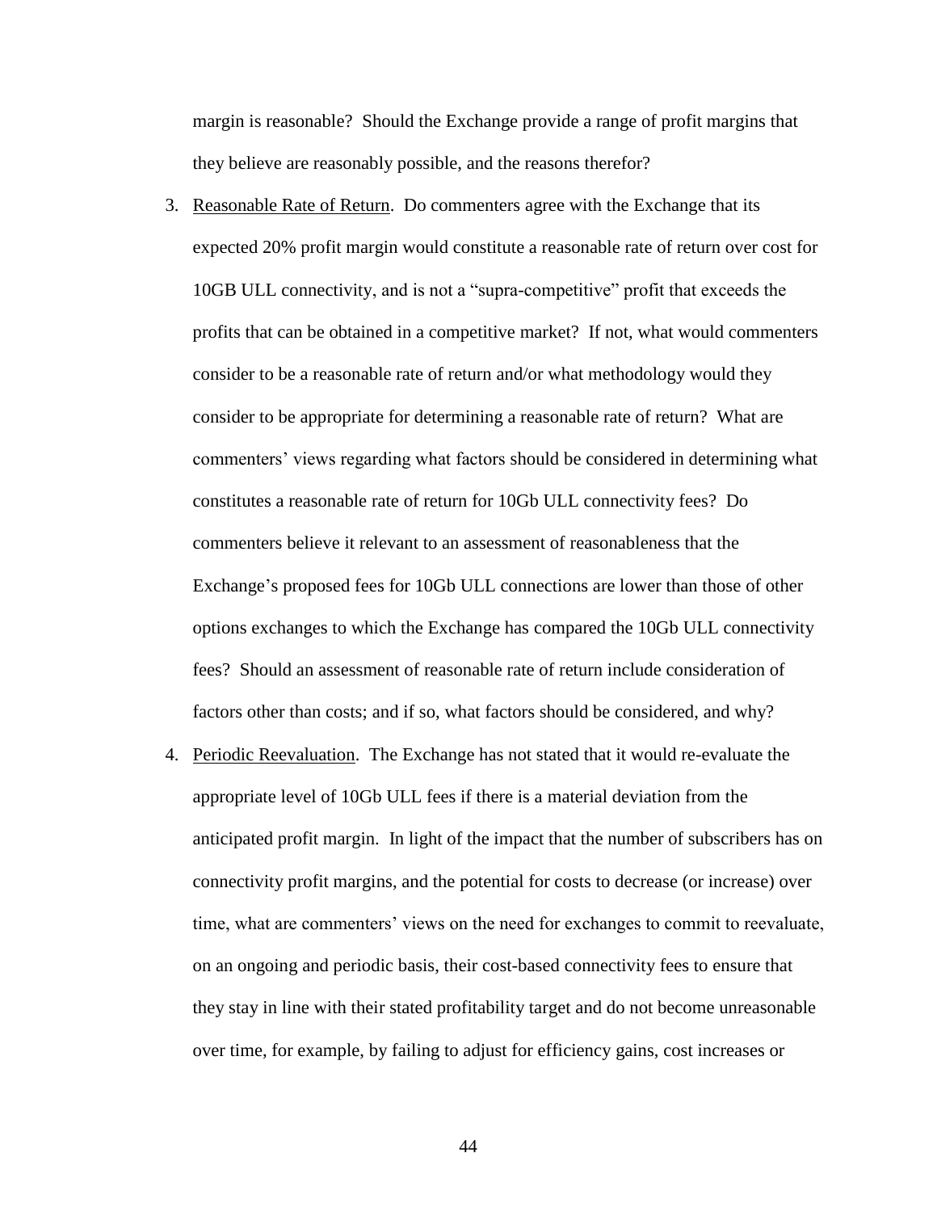margin is reasonable? Should the Exchange provide a range of profit margins that they believe are reasonably possible, and the reasons therefor?

3. Reasonable Rate of Return. Do commenters agree with the Exchange that its expected 20% profit margin would constitute a reasonable rate of return over cost for 10GB ULL connectivity, and is not a "supra-competitive" profit that exceeds the profits that can be obtained in a competitive market? If not, what would commenters consider to be a reasonable rate of return and/or what methodology would they consider to be appropriate for determining a reasonable rate of return? What are commenters' views regarding what factors should be considered in determining what constitutes a reasonable rate of return for 10Gb ULL connectivity fees? Do commenters believe it relevant to an assessment of reasonableness that the Exchange's proposed fees for 10Gb ULL connections are lower than those of other options exchanges to which the Exchange has compared the 10Gb ULL connectivity fees? Should an assessment of reasonable rate of return include consideration of factors other than costs; and if so, what factors should be considered, and why?

4. Periodic Reevaluation. The Exchange has not stated that it would re-evaluate the appropriate level of 10Gb ULL fees if there is a material deviation from the anticipated profit margin. In light of the impact that the number of subscribers has on connectivity profit margins, and the potential for costs to decrease (or increase) over time, what are commenters' views on the need for exchanges to commit to reevaluate, on an ongoing and periodic basis, their cost-based connectivity fees to ensure that they stay in line with their stated profitability target and do not become unreasonable over time, for example, by failing to adjust for efficiency gains, cost increases or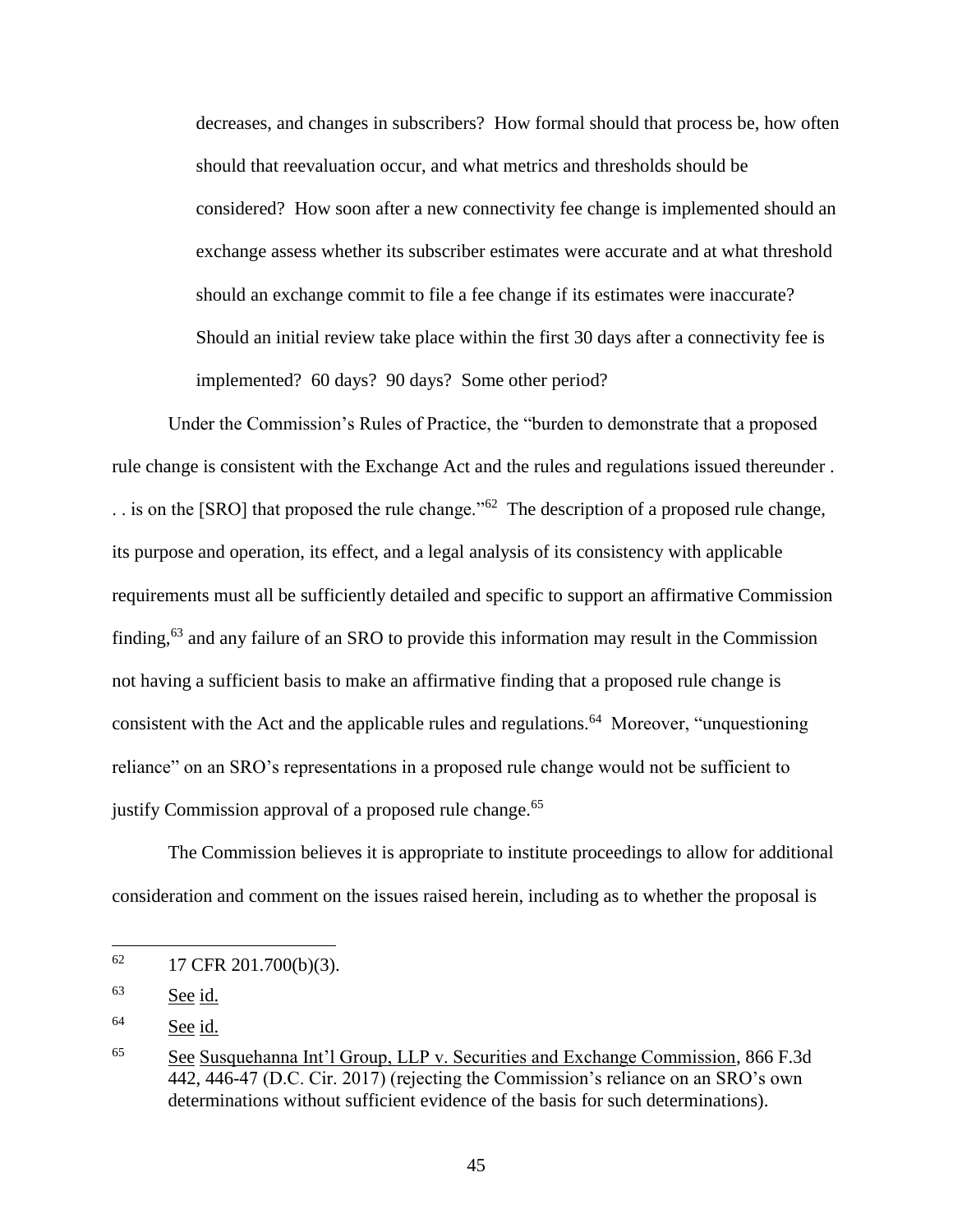> decreases, and changes in subscribers? How formal should that process be, how often should that reevaluation occur, and what metrics and thresholds should be considered? How soon after a new connectivity fee change is implemented should an exchange assess whether its subscriber estimates were accurate and at what threshold should an exchange commit to file a fee change if its estimates were inaccurate? Should an initial review take place within the first 30 days after a connectivity fee is implemented? 60 days? 90 days? Some other period?

Under the Commission's Rules of Practice, the "burden to demonstrate that a proposed rule change is consistent with the Exchange Act and the rules and regulations issued thereunder . . . is on the [SRO] that proposed the rule change."[62] The description of a proposed rule change, its purpose and operation, its effect, and a legal analysis of its consistency with applicable requirements must all be sufficiently detailed and specific to support an affirmative Commission finding,[63] and any failure of an SRO to provide this information may result in the Commission not having a sufficient basis to make an affirmative finding that a proposed rule change is consistent with the Act and the applicable rules and regulations.[64] Moreover, "unquestioning reliance" on an SRO's representations in a proposed rule change would not be sufficient to justify Commission approval of a proposed rule change.[65]

The Commission believes it is appropriate to institute proceedings to allow for additional consideration and comment on the issues raised herein, including as to whether the proposal is

---

[62] 17 CFR 201.700(b)(3).

[63] See id.

[64] See id.

[65] See Susquehanna Int'l Group, LLP v. Securities and Exchange Commission, 866 F.3d 442, 446-47 (D.C. Cir. 2017) (rejecting the Commission's reliance on an SRO's own determinations without sufficient evidence of the basis for such determinations).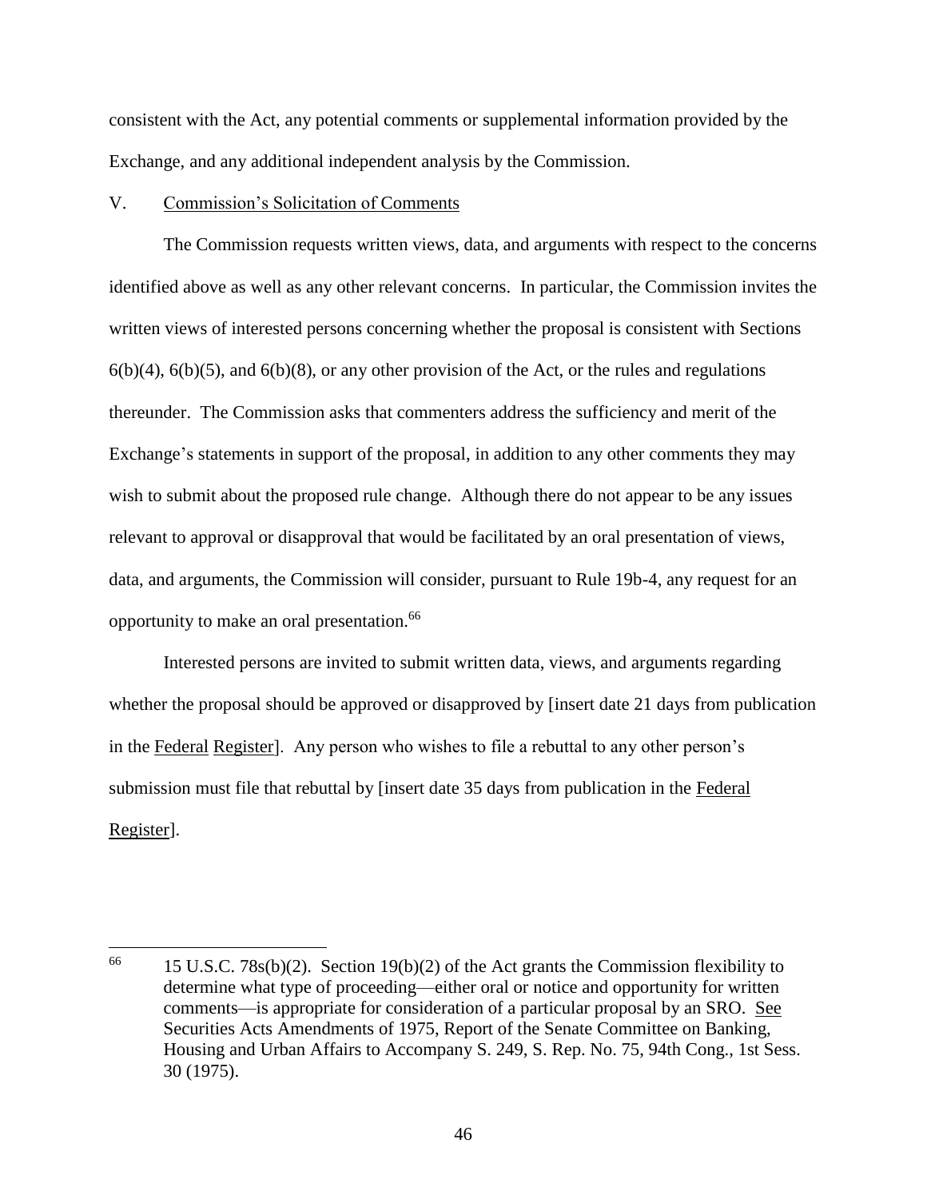consistent with the Act, any potential comments or supplemental information provided by the Exchange, and any additional independent analysis by the Commission.

## V. Commission's Solicitation of Comments

The Commission requests written views, data, and arguments with respect to the concerns identified above as well as any other relevant concerns. In particular, the Commission invites the written views of interested persons concerning whether the proposal is consistent with Sections 6(b)(4), 6(b)(5), and 6(b)(8), or any other provision of the Act, or the rules and regulations thereunder. The Commission asks that commenters address the sufficiency and merit of the Exchange's statements in support of the proposal, in addition to any other comments they may wish to submit about the proposed rule change. Although there do not appear to be any issues relevant to approval or disapproval that would be facilitated by an oral presentation of views, data, and arguments, the Commission will consider, pursuant to Rule 19b-4, any request for an opportunity to make an oral presentation.[66]

Interested persons are invited to submit written data, views, and arguments regarding whether the proposal should be approved or disapproved by [insert date 21 days from publication in the Federal Register]. Any person who wishes to file a rebuttal to any other person's submission must file that rebuttal by [insert date 35 days from publication in the Federal Register].

---

[66] 15 U.S.C. 78s(b)(2). Section 19(b)(2) of the Act grants the Commission flexibility to determine what type of proceeding—either oral or notice and opportunity for written comments—is appropriate for consideration of a particular proposal by an SRO. See Securities Acts Amendments of 1975, Report of the Senate Committee on Banking, Housing and Urban Affairs to Accompany S. 249, S. Rep. No. 75, 94th Cong., 1st Sess. 30 (1975).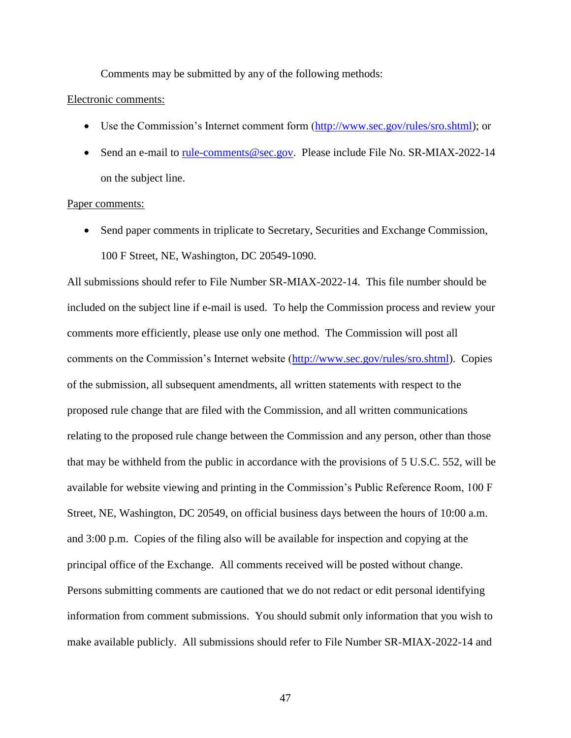Comments may be submitted by any of the following methods:

Electronic comments:

- Use the Commission's Internet comment form (http://www.sec.gov/rules/sro.shtml); or
- Send an e-mail to rule-comments@sec.gov. Please include File No. SR-MIAX-2022-14 on the subject line.

Paper comments:

- Send paper comments in triplicate to Secretary, Securities and Exchange Commission, 100 F Street, NE, Washington, DC 20549-1090.

All submissions should refer to File Number SR-MIAX-2022-14. This file number should be included on the subject line if e-mail is used. To help the Commission process and review your comments more efficiently, please use only one method. The Commission will post all comments on the Commission's Internet website (http://www.sec.gov/rules/sro.shtml). Copies of the submission, all subsequent amendments, all written statements with respect to the proposed rule change that are filed with the Commission, and all written communications relating to the proposed rule change between the Commission and any person, other than those that may be withheld from the public in accordance with the provisions of 5 U.S.C. 552, will be available for website viewing and printing in the Commission's Public Reference Room, 100 F Street, NE, Washington, DC 20549, on official business days between the hours of 10:00 a.m. and 3:00 p.m. Copies of the filing also will be available for inspection and copying at the principal office of the Exchange. All comments received will be posted without change. Persons submitting comments are cautioned that we do not redact or edit personal identifying information from comment submissions. You should submit only information that you wish to make available publicly. All submissions should refer to File Number SR-MIAX-2022-14 and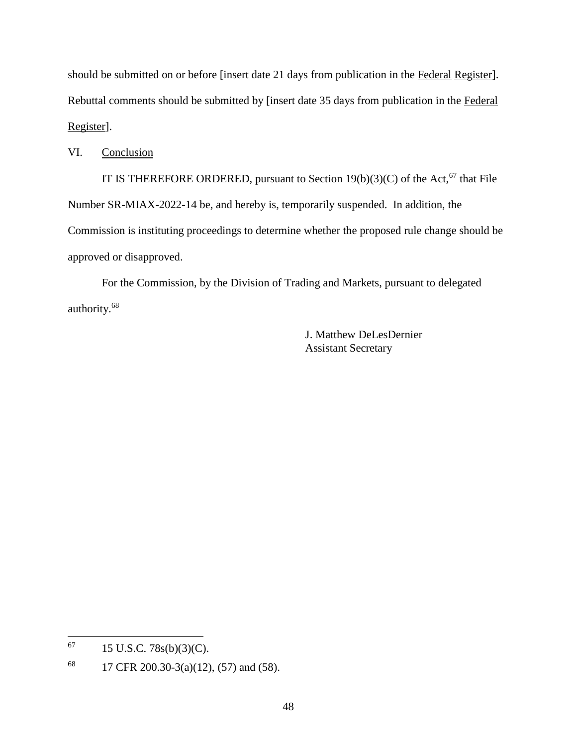should be submitted on or before [insert date 21 days from publication in the Federal Register]. Rebuttal comments should be submitted by [insert date 35 days from publication in the Federal Register].

## VI. Conclusion

IT IS THEREFORE ORDERED, pursuant to Section 19(b)(3)(C) of the Act,[67] that File Number SR-MIAX-2022-14 be, and hereby is, temporarily suspended. In addition, the Commission is instituting proceedings to determine whether the proposed rule change should be approved or disapproved.

For the Commission, by the Division of Trading and Markets, pursuant to delegated authority.[68]

J. Matthew DeLesDernier
Assistant Secretary

---

[67] 15 U.S.C. 78s(b)(3)(C).

[68] 17 CFR 200.30-3(a)(12), (57) and (58).